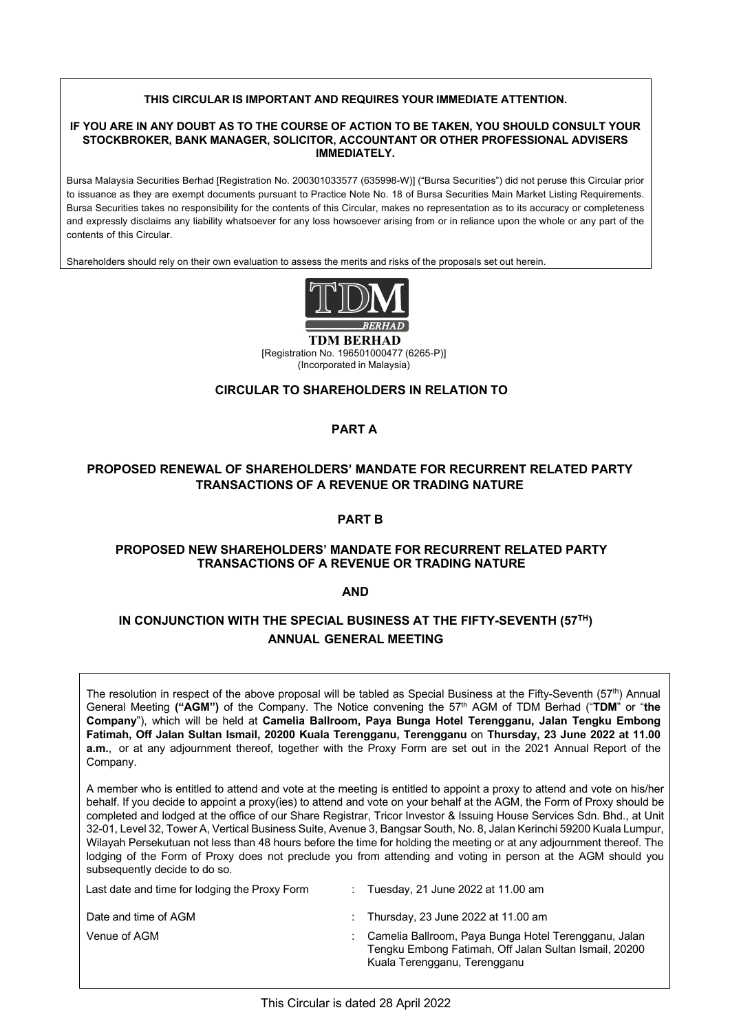**THIS CIRCULAR IS IMPORTANT AND REQUIRES YOUR IMMEDIATE ATTENTION.**

**IF YOU ARE IN ANY DOUBT AS TO THE COURSE OF ACTION TO BE TAKEN, YOU SHOULD CONSULT YOUR STOCKBROKER, BANK MANAGER, SOLICITOR, ACCOUNTANT OR OTHER PROFESSIONAL ADVISERS IMMEDIATELY.**

Bursa Malaysia Securities Berhad [Registration No. 200301033577 (635998-W)] ("Bursa Securities") did not peruse this Circular prior to issuance as they are exempt documents pursuant to Practice Note No. 18 of Bursa Securities Main Market Listing Requirements. Bursa Securities takes no responsibility for the contents of this Circular, makes no representation as to its accuracy or completeness and expressly disclaims any liability whatsoever for any loss howsoever arising from or in reliance upon the whole or any part of the contents of this Circular.

Shareholders should rely on their own evaluation to assess the merits and risks of the proposals set out herein.

**TDM BERHAD**
[Registration No. 196501000477 (6265-P)]
(Incorporated in Malaysia)

## CIRCULAR TO SHAREHOLDERS IN RELATION TO

## PART A

## PROPOSED RENEWAL OF SHAREHOLDERS' MANDATE FOR RECURRENT RELATED PARTY TRANSACTIONS OF A REVENUE OR TRADING NATURE

## PART B

## PROPOSED NEW SHAREHOLDERS' MANDATE FOR RECURRENT RELATED PARTY TRANSACTIONS OF A REVENUE OR TRADING NATURE

## AND

## IN CONJUNCTION WITH THE SPECIAL BUSINESS AT THE FIFTY-SEVENTH (57TH) ANNUAL GENERAL MEETING

The resolution in respect of the above proposal will be tabled as Special Business at the Fifty-Seventh (57th) Annual General Meeting **("AGM")** of the Company. The Notice convening the 57th AGM of TDM Berhad ("**TDM**" or "**the Company**"), which will be held at **Camelia Ballroom, Paya Bunga Hotel Terengganu, Jalan Tengku Embong Fatimah, Off Jalan Sultan Ismail, 20200 Kuala Terengganu, Terengganu** on **Thursday, 23 June 2022 at 11.00 a.m.**, or at any adjournment thereof, together with the Proxy Form are set out in the 2021 Annual Report of the Company.

A member who is entitled to attend and vote at the meeting is entitled to appoint a proxy to attend and vote on his/her behalf. If you decide to appoint a proxy(ies) to attend and vote on your behalf at the AGM, the Form of Proxy should be completed and lodged at the office of our Share Registrar, Tricor Investor & Issuing House Services Sdn. Bhd., at Unit 32-01, Level 32, Tower A, Vertical Business Suite, Avenue 3, Bangsar South, No. 8, Jalan Kerinchi 59200 Kuala Lumpur, Wilayah Persekutuan not less than 48 hours before the time for holding the meeting or at any adjournment thereof. The lodging of the Form of Proxy does not preclude you from attending and voting in person at the AGM should you subsequently decide to do so.

| | | |
|---|---|---|
| Last date and time for lodging the Proxy Form | : | Tuesday, 21 June 2022 at 11.00 am |
| Date and time of AGM | : | Thursday, 23 June 2022 at 11.00 am |
| Venue of AGM | : | Camelia Ballroom, Paya Bunga Hotel Terengganu, Jalan Tengku Embong Fatimah, Off Jalan Sultan Ismail, 20200 Kuala Terengganu, Terengganu |

This Circular is dated 28 April 2022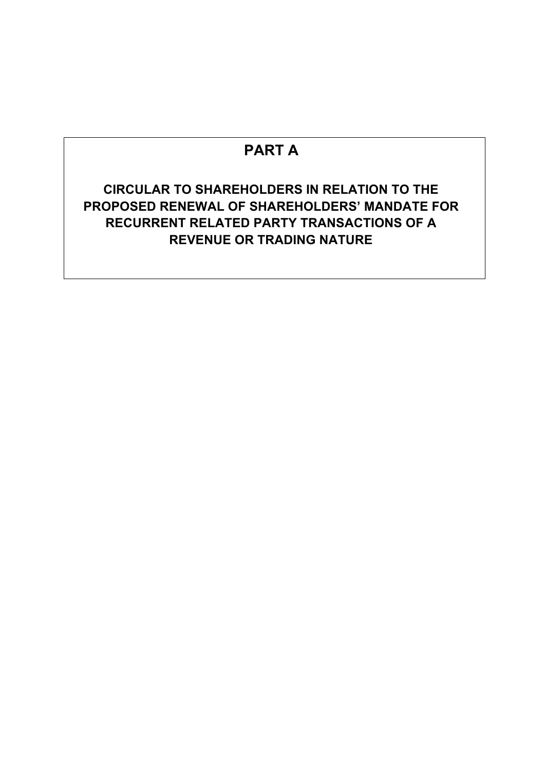# PART A

## CIRCULAR TO SHAREHOLDERS IN RELATION TO THE PROPOSED RENEWAL OF SHAREHOLDERS' MANDATE FOR RECURRENT RELATED PARTY TRANSACTIONS OF A REVENUE OR TRADING NATURE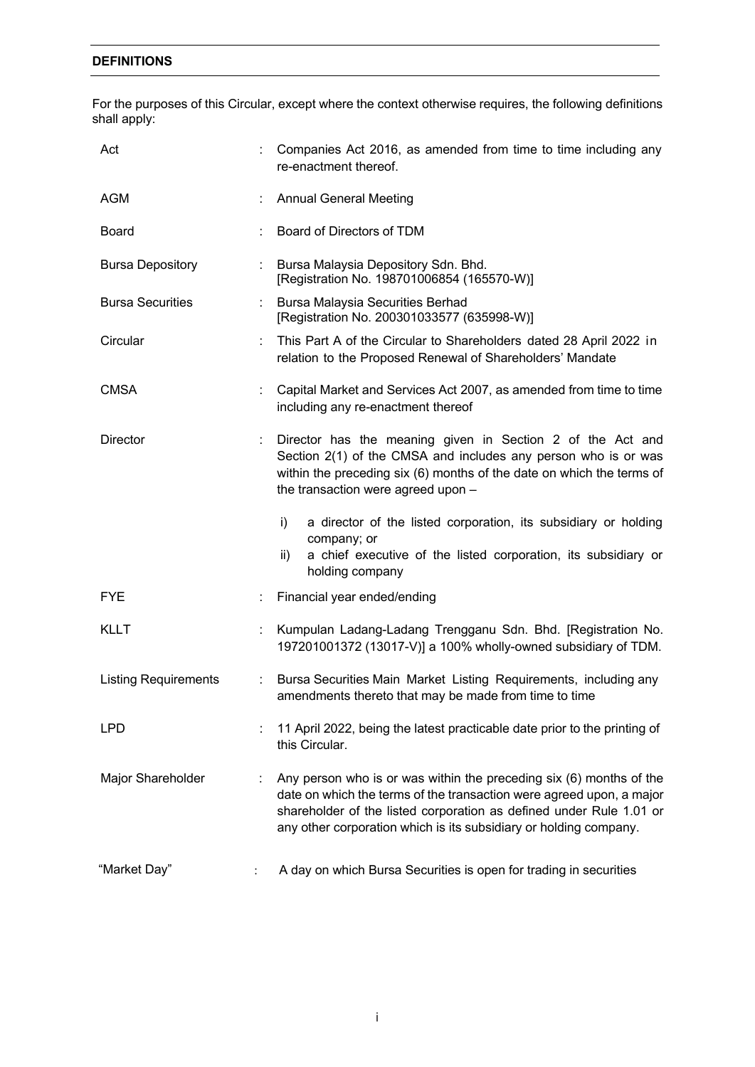## DEFINITIONS

For the purposes of this Circular, except where the context otherwise requires, the following definitions shall apply:

| | | |
|---|---|---|
| Act | : | Companies Act 2016, as amended from time to time including any re-enactment thereof. |
| AGM | : | Annual General Meeting |
| Board | : | Board of Directors of TDM |
| Bursa Depository | : | Bursa Malaysia Depository Sdn. Bhd. [Registration No. 198701006854 (165570-W)] |
| Bursa Securities | : | Bursa Malaysia Securities Berhad [Registration No. 200301033577 (635998-W)] |
| Circular | : | This Part A of the Circular to Shareholders dated 28 April 2022 in relation to the Proposed Renewal of Shareholders' Mandate |
| CMSA | : | Capital Market and Services Act 2007, as amended from time to time including any re-enactment thereof |
| Director | : | Director has the meaning given in Section 2 of the Act and Section 2(1) of the CMSA and includes any person who is or was within the preceding six (6) months of the date on which the terms of the transaction were agreed upon – <br><br> i) a director of the listed corporation, its subsidiary or holding company; or <br> ii) a chief executive of the listed corporation, its subsidiary or holding company |
| FYE | : | Financial year ended/ending |
| KLLT | : | Kumpulan Ladang-Ladang Trengganu Sdn. Bhd. [Registration No. 197201001372 (13017-V)] a 100% wholly-owned subsidiary of TDM. |
| Listing Requirements | : | Bursa Securities Main Market Listing Requirements, including any amendments thereto that may be made from time to time |
| LPD | : | 11 April 2022, being the latest practicable date prior to the printing of this Circular. |
| Major Shareholder | : | Any person who is or was within the preceding six (6) months of the date on which the terms of the transaction were agreed upon, a major shareholder of the listed corporation as defined under Rule 1.01 or any other corporation which is its subsidiary or holding company. |
| "Market Day" | : | A day on which Bursa Securities is open for trading in securities |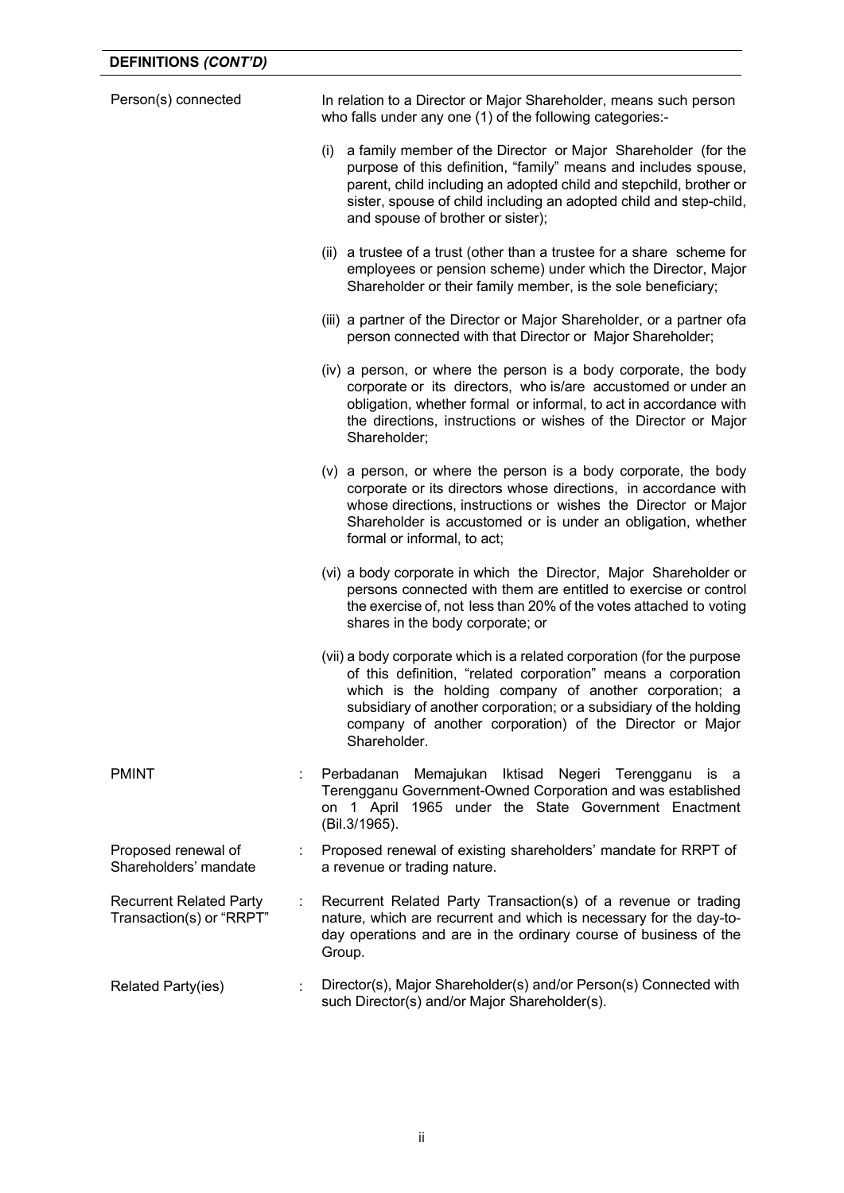**DEFINITIONS *(CONT'D)***

| | | |
|---|---|---|
| Person(s) connected | | In relation to a Director or Major Shareholder, means such person who falls under any one (1) of the following categories:-<br><br>(i) a family member of the Director or Major Shareholder (for the purpose of this definition, "family" means and includes spouse, parent, child including an adopted child and stepchild, brother or sister, spouse of child including an adopted child and step-child, and spouse of brother or sister);<br><br>(ii) a trustee of a trust (other than a trustee for a share scheme for employees or pension scheme) under which the Director, Major Shareholder or their family member, is the sole beneficiary;<br><br>(iii) a partner of the Director or Major Shareholder, or a partner ofa person connected with that Director or Major Shareholder;<br><br>(iv) a person, or where the person is a body corporate, the body corporate or its directors, who is/are accustomed or under an obligation, whether formal or informal, to act in accordance with the directions, instructions or wishes of the Director or Major Shareholder;<br><br>(v) a person, or where the person is a body corporate, the body corporate or its directors whose directions, in accordance with whose directions, instructions or wishes the Director or Major Shareholder is accustomed or is under an obligation, whether formal or informal, to act;<br><br>(vi) a body corporate in which the Director, Major Shareholder or persons connected with them are entitled to exercise or control the exercise of, not less than 20% of the votes attached to voting shares in the body corporate; or<br><br>(vii) a body corporate which is a related corporation (for the purpose of this definition, "related corporation" means a corporation which is the holding company of another corporation; a subsidiary of another corporation; or a subsidiary of the holding company of another corporation) of the Director or Major Shareholder. |
| PMINT | : | Perbadanan Memajukan Iktisad Negeri Terengganu is a Terengganu Government-Owned Corporation and was established on 1 April 1965 under the State Government Enactment (Bil.3/1965). |
| Proposed renewal of Shareholders' mandate | : | Proposed renewal of existing shareholders' mandate for RRPT of a revenue or trading nature. |
| Recurrent Related Party Transaction(s) or "RRPT" | : | Recurrent Related Party Transaction(s) of a revenue or trading nature, which are recurrent and which is necessary for the day-to-day operations and are in the ordinary course of business of the Group. |
| Related Party(ies) | : | Director(s), Major Shareholder(s) and/or Person(s) Connected with such Director(s) and/or Major Shareholder(s). |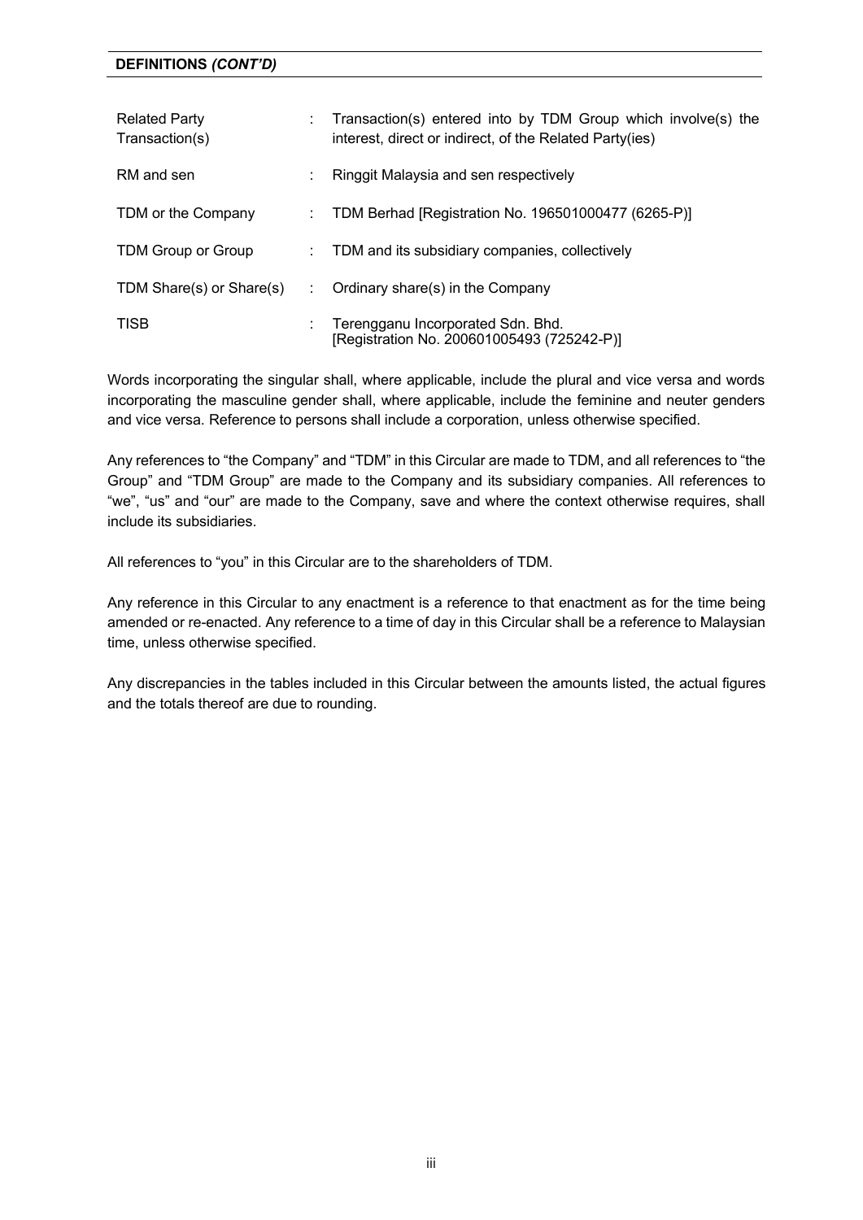**DEFINITIONS *(CONT'D)***

| | | |
|---|---|---|
| Related Party Transaction(s) | : | Transaction(s) entered into by TDM Group which involve(s) the interest, direct or indirect, of the Related Party(ies) |
| RM and sen | : | Ringgit Malaysia and sen respectively |
| TDM or the Company | : | TDM Berhad [Registration No. 196501000477 (6265-P)] |
| TDM Group or Group | : | TDM and its subsidiary companies, collectively |
| TDM Share(s) or Share(s) | : | Ordinary share(s) in the Company |
| TISB | : | Terengganu Incorporated Sdn. Bhd. [Registration No. 200601005493 (725242-P)] |

Words incorporating the singular shall, where applicable, include the plural and vice versa and words incorporating the masculine gender shall, where applicable, include the feminine and neuter genders and vice versa. Reference to persons shall include a corporation, unless otherwise specified.

Any references to "the Company" and "TDM" in this Circular are made to TDM, and all references to "the Group" and "TDM Group" are made to the Company and its subsidiary companies. All references to "we", "us" and "our" are made to the Company, save and where the context otherwise requires, shall include its subsidiaries.

All references to "you" in this Circular are to the shareholders of TDM.

Any reference in this Circular to any enactment is a reference to that enactment as for the time being amended or re-enacted. Any reference to a time of day in this Circular shall be a reference to Malaysian time, unless otherwise specified.

Any discrepancies in the tables included in this Circular between the amounts listed, the actual figures and the totals thereof are due to rounding.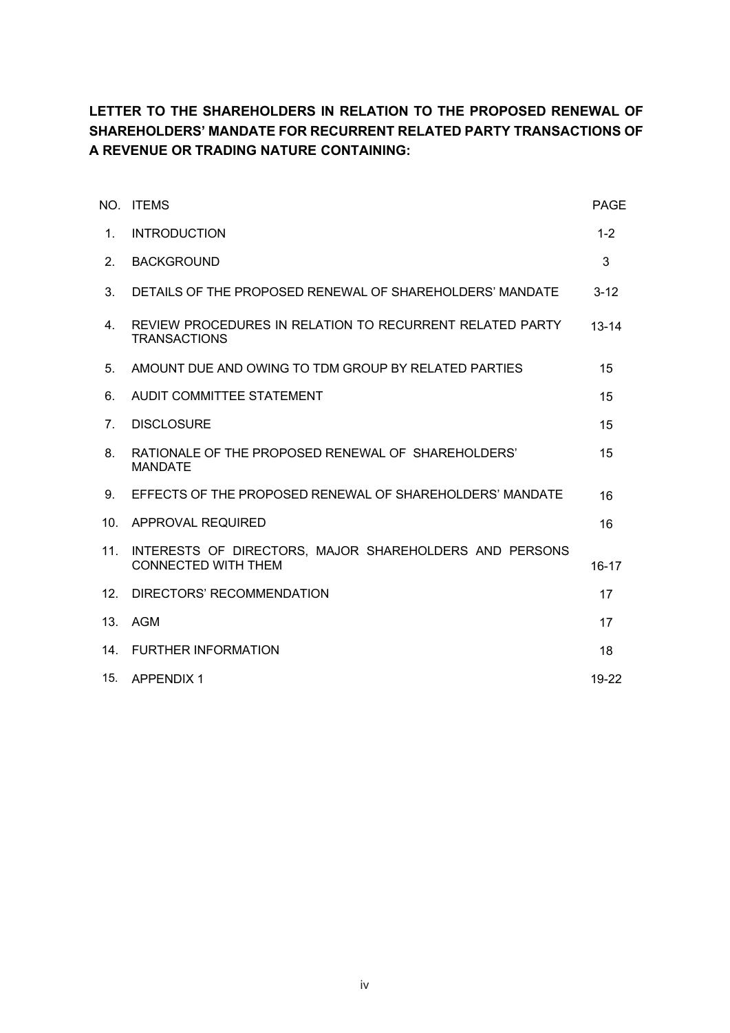**LETTER TO THE SHAREHOLDERS IN RELATION TO THE PROPOSED RENEWAL OF SHAREHOLDERS' MANDATE FOR RECURRENT RELATED PARTY TRANSACTIONS OF A REVENUE OR TRADING NATURE CONTAINING:**

| NO. | ITEMS | PAGE |
|---|---|---|
| 1. | INTRODUCTION | 1-2 |
| 2. | BACKGROUND | 3 |
| 3. | DETAILS OF THE PROPOSED RENEWAL OF SHAREHOLDERS' MANDATE | 3-12 |
| 4. | REVIEW PROCEDURES IN RELATION TO RECURRENT RELATED PARTY TRANSACTIONS | 13-14 |
| 5. | AMOUNT DUE AND OWING TO TDM GROUP BY RELATED PARTIES | 15 |
| 6. | AUDIT COMMITTEE STATEMENT | 15 |
| 7. | DISCLOSURE | 15 |
| 8. | RATIONALE OF THE PROPOSED RENEWAL OF SHAREHOLDERS' MANDATE | 15 |
| 9. | EFFECTS OF THE PROPOSED RENEWAL OF SHAREHOLDERS' MANDATE | 16 |
| 10. | APPROVAL REQUIRED | 16 |
| 11. | INTERESTS OF DIRECTORS, MAJOR SHAREHOLDERS AND PERSONS CONNECTED WITH THEM | 16-17 |
| 12. | DIRECTORS' RECOMMENDATION | 17 |
| 13. | AGM | 17 |
| 14. | FURTHER INFORMATION | 18 |
| 15. | APPENDIX 1 | 19-22 |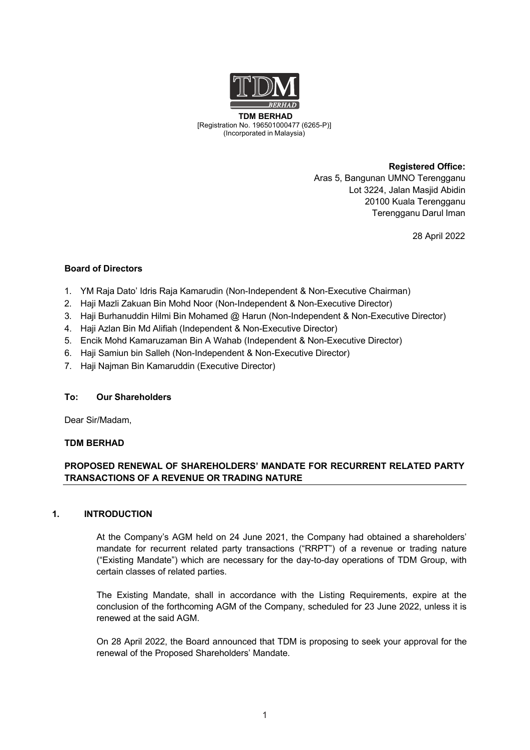**TDM BERHAD**
[Registration No. 196501000477 (6265-P)]
(Incorporated in Malaysia)

**Registered Office:**
Aras 5, Bangunan UMNO Terengganu
Lot 3224, Jalan Masjid Abidin
20100 Kuala Terengganu
Terengganu Darul Iman

28 April 2022

**Board of Directors**

1. YM Raja Dato' Idris Raja Kamarudin (Non-Independent & Non-Executive Chairman)
2. Haji Mazli Zakuan Bin Mohd Noor (Non-Independent & Non-Executive Director)
3. Haji Burhanuddin Hilmi Bin Mohamed @ Harun (Non-Independent & Non-Executive Director)
4. Haji Azlan Bin Md Alifiah (Independent & Non-Executive Director)
5. Encik Mohd Kamaruzaman Bin A Wahab (Independent & Non-Executive Director)
6. Haji Samiun bin Salleh (Non-Independent & Non-Executive Director)
7. Haji Najman Bin Kamaruddin (Executive Director)

**To: Our Shareholders**

Dear Sir/Madam,

**TDM BERHAD**

**PROPOSED RENEWAL OF SHAREHOLDERS' MANDATE FOR RECURRENT RELATED PARTY TRANSACTIONS OF A REVENUE OR TRADING NATURE**

## 1. INTRODUCTION

At the Company's AGM held on 24 June 2021, the Company had obtained a shareholders' mandate for recurrent related party transactions ("RRPT") of a revenue or trading nature ("Existing Mandate") which are necessary for the day-to-day operations of TDM Group, with certain classes of related parties.

The Existing Mandate, shall in accordance with the Listing Requirements, expire at the conclusion of the forthcoming AGM of the Company, scheduled for 23 June 2022, unless it is renewed at the said AGM.

On 28 April 2022, the Board announced that TDM is proposing to seek your approval for the renewal of the Proposed Shareholders' Mandate.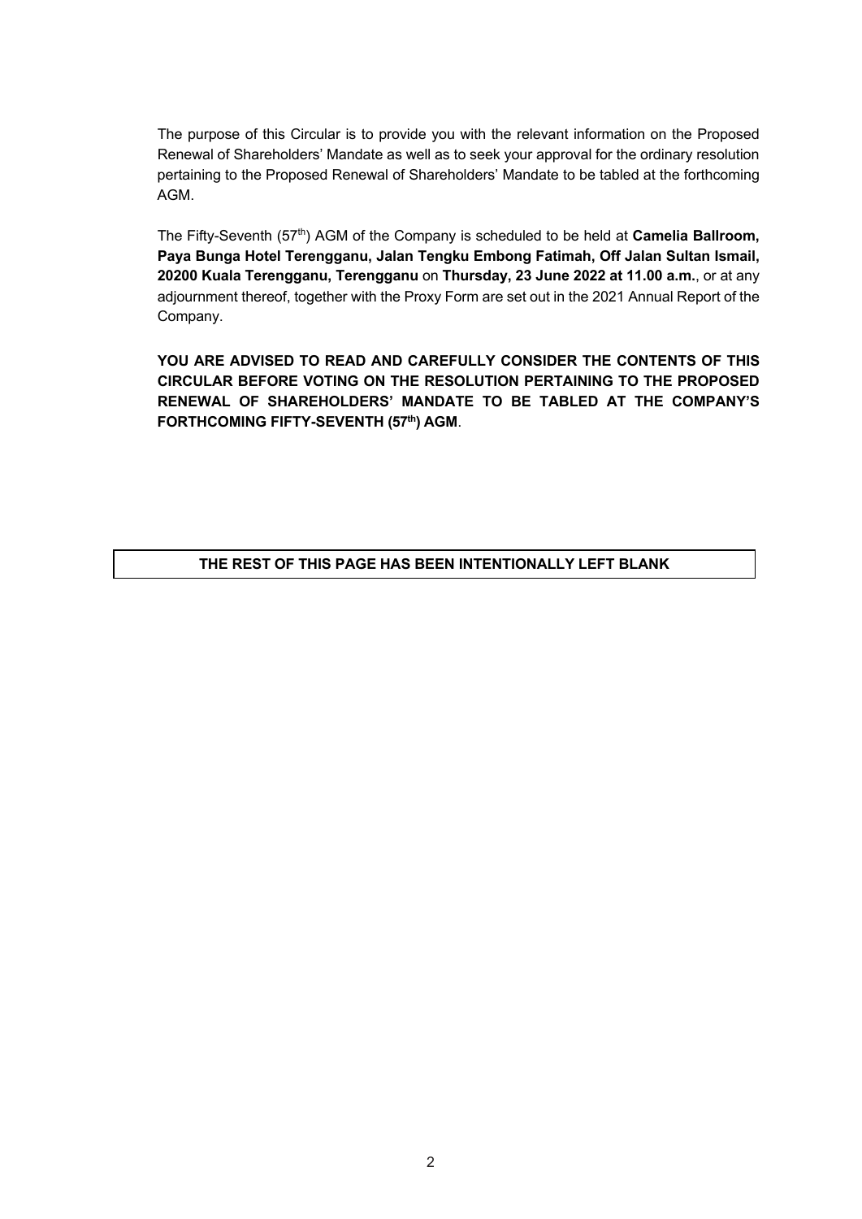The purpose of this Circular is to provide you with the relevant information on the Proposed Renewal of Shareholders' Mandate as well as to seek your approval for the ordinary resolution pertaining to the Proposed Renewal of Shareholders' Mandate to be tabled at the forthcoming AGM.

The Fifty-Seventh (57th) AGM of the Company is scheduled to be held at **Camelia Ballroom, Paya Bunga Hotel Terengganu, Jalan Tengku Embong Fatimah, Off Jalan Sultan Ismail, 20200 Kuala Terengganu, Terengganu** on **Thursday, 23 June 2022 at 11.00 a.m.**, or at any adjournment thereof, together with the Proxy Form are set out in the 2021 Annual Report of the Company.

**YOU ARE ADVISED TO READ AND CAREFULLY CONSIDER THE CONTENTS OF THIS CIRCULAR BEFORE VOTING ON THE RESOLUTION PERTAINING TO THE PROPOSED RENEWAL OF SHAREHOLDERS' MANDATE TO BE TABLED AT THE COMPANY'S FORTHCOMING FIFTY-SEVENTH (57th) AGM**.

| THE REST OF THIS PAGE HAS BEEN INTENTIONALLY LEFT BLANK |
| --- |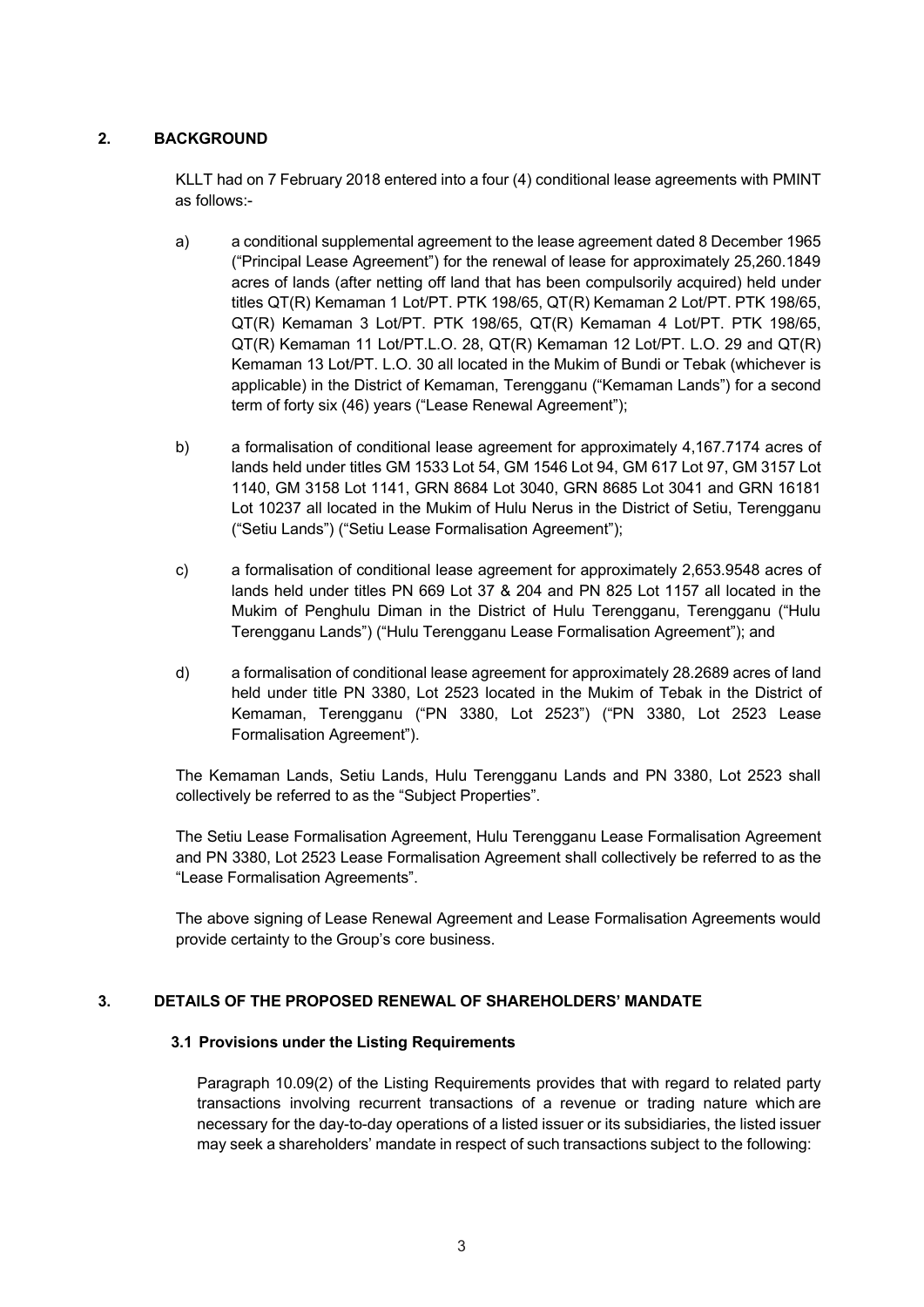## 2. BACKGROUND

KLLT had on 7 February 2018 entered into a four (4) conditional lease agreements with PMINT as follows:-

a) a conditional supplemental agreement to the lease agreement dated 8 December 1965 ("Principal Lease Agreement") for the renewal of lease for approximately 25,260.1849 acres of lands (after netting off land that has been compulsorily acquired) held under titles QT(R) Kemaman 1 Lot/PT. PTK 198/65, QT(R) Kemaman 2 Lot/PT. PTK 198/65, QT(R) Kemaman 3 Lot/PT. PTK 198/65, QT(R) Kemaman 4 Lot/PT. PTK 198/65, QT(R) Kemaman 11 Lot/PT.L.O. 28, QT(R) Kemaman 12 Lot/PT. L.O. 29 and QT(R) Kemaman 13 Lot/PT. L.O. 30 all located in the Mukim of Bundi or Tebak (whichever is applicable) in the District of Kemaman, Terengganu ("Kemaman Lands") for a second term of forty six (46) years ("Lease Renewal Agreement");

b) a formalisation of conditional lease agreement for approximately 4,167.7174 acres of lands held under titles GM 1533 Lot 54, GM 1546 Lot 94, GM 617 Lot 97, GM 3157 Lot 1140, GM 3158 Lot 1141, GRN 8684 Lot 3040, GRN 8685 Lot 3041 and GRN 16181 Lot 10237 all located in the Mukim of Hulu Nerus in the District of Setiu, Terengganu ("Setiu Lands") ("Setiu Lease Formalisation Agreement");

c) a formalisation of conditional lease agreement for approximately 2,653.9548 acres of lands held under titles PN 669 Lot 37 & 204 and PN 825 Lot 1157 all located in the Mukim of Penghulu Diman in the District of Hulu Terengganu, Terengganu ("Hulu Terengganu Lands") ("Hulu Terengganu Lease Formalisation Agreement"); and

d) a formalisation of conditional lease agreement for approximately 28.2689 acres of land held under title PN 3380, Lot 2523 located in the Mukim of Tebak in the District of Kemaman, Terengganu ("PN 3380, Lot 2523") ("PN 3380, Lot 2523 Lease Formalisation Agreement").

The Kemaman Lands, Setiu Lands, Hulu Terengganu Lands and PN 3380, Lot 2523 shall collectively be referred to as the "Subject Properties".

The Setiu Lease Formalisation Agreement, Hulu Terengganu Lease Formalisation Agreement and PN 3380, Lot 2523 Lease Formalisation Agreement shall collectively be referred to as the "Lease Formalisation Agreements".

The above signing of Lease Renewal Agreement and Lease Formalisation Agreements would provide certainty to the Group's core business.

## 3. DETAILS OF THE PROPOSED RENEWAL OF SHAREHOLDERS' MANDATE

### 3.1 Provisions under the Listing Requirements

Paragraph 10.09(2) of the Listing Requirements provides that with regard to related party transactions involving recurrent transactions of a revenue or trading nature which are necessary for the day-to-day operations of a listed issuer or its subsidiaries, the listed issuer may seek a shareholders' mandate in respect of such transactions subject to the following: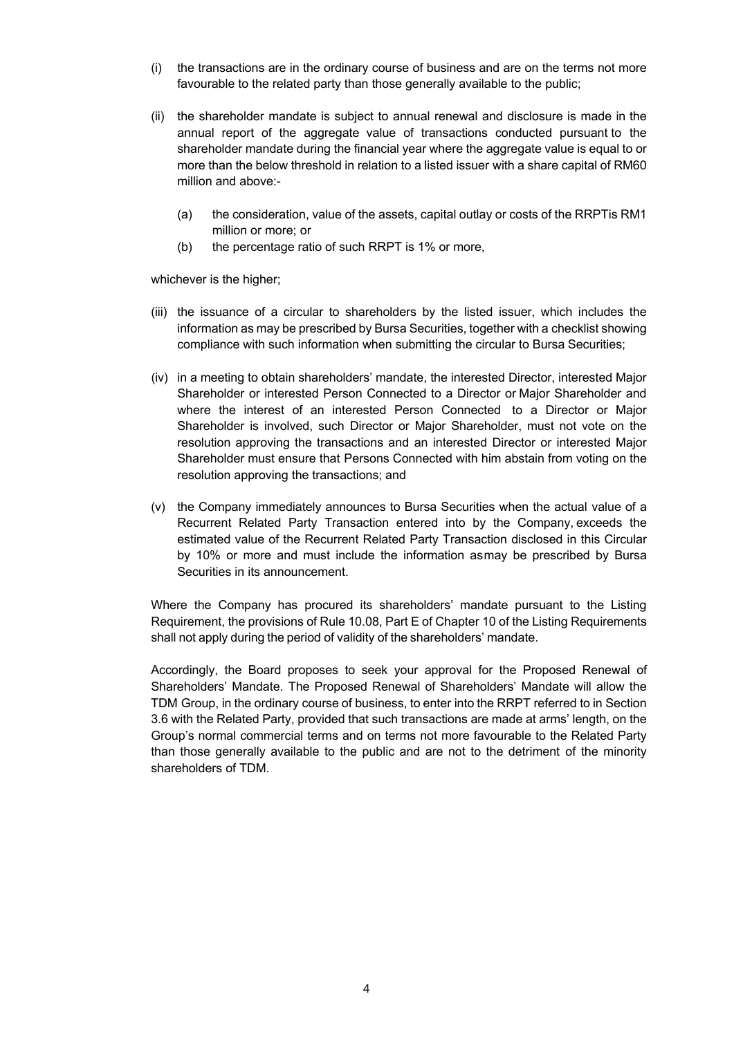(i) the transactions are in the ordinary course of business and are on the terms not more favourable to the related party than those generally available to the public;

(ii) the shareholder mandate is subject to annual renewal and disclosure is made in the annual report of the aggregate value of transactions conducted pursuant to the shareholder mandate during the financial year where the aggregate value is equal to or more than the below threshold in relation to a listed issuer with a share capital of RM60 million and above:-

   (a) the consideration, value of the assets, capital outlay or costs of the RRPTis RM1 million or more; or
   (b) the percentage ratio of such RRPT is 1% or more,

whichever is the higher;

(iii) the issuance of a circular to shareholders by the listed issuer, which includes the information as may be prescribed by Bursa Securities, together with a checklist showing compliance with such information when submitting the circular to Bursa Securities;

(iv) in a meeting to obtain shareholders' mandate, the interested Director, interested Major Shareholder or interested Person Connected to a Director or Major Shareholder and where the interest of an interested Person Connected to a Director or Major Shareholder is involved, such Director or Major Shareholder, must not vote on the resolution approving the transactions and an interested Director or interested Major Shareholder must ensure that Persons Connected with him abstain from voting on the resolution approving the transactions; and

(v) the Company immediately announces to Bursa Securities when the actual value of a Recurrent Related Party Transaction entered into by the Company, exceeds the estimated value of the Recurrent Related Party Transaction disclosed in this Circular by 10% or more and must include the information asmay be prescribed by Bursa Securities in its announcement.

Where the Company has procured its shareholders' mandate pursuant to the Listing Requirement, the provisions of Rule 10.08, Part E of Chapter 10 of the Listing Requirements shall not apply during the period of validity of the shareholders' mandate.

Accordingly, the Board proposes to seek your approval for the Proposed Renewal of Shareholders' Mandate. The Proposed Renewal of Shareholders' Mandate will allow the TDM Group, in the ordinary course of business, to enter into the RRPT referred to in Section 3.6 with the Related Party, provided that such transactions are made at arms' length, on the Group's normal commercial terms and on terms not more favourable to the Related Party than those generally available to the public and are not to the detriment of the minority shareholders of TDM.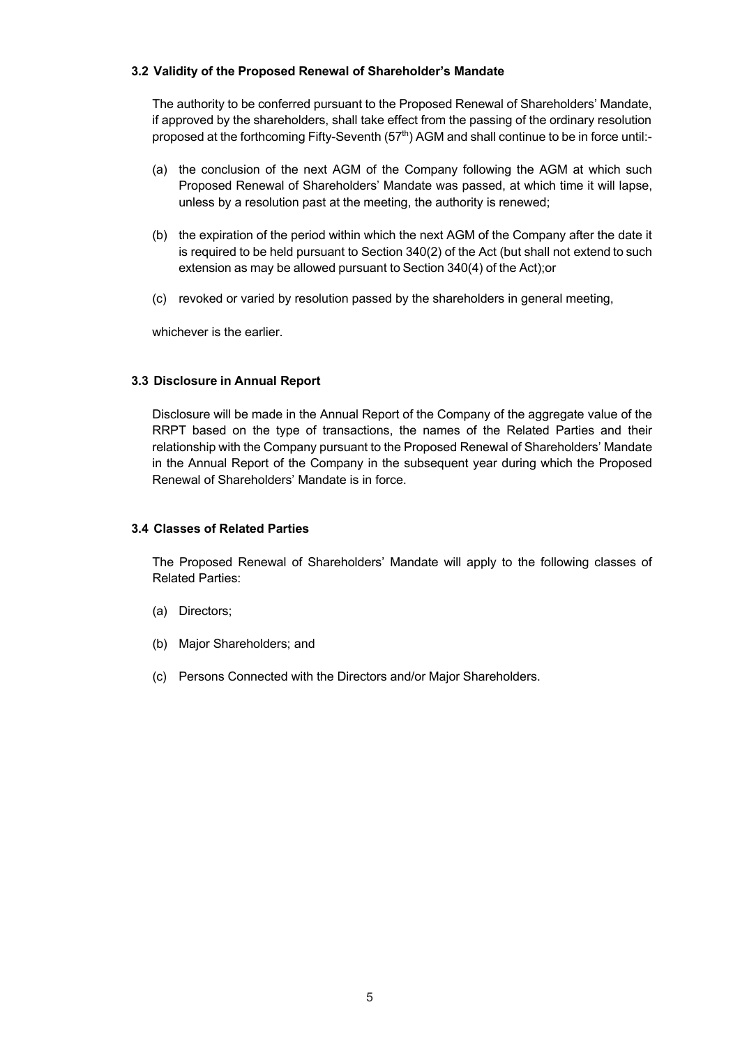### 3.2 Validity of the Proposed Renewal of Shareholder's Mandate

The authority to be conferred pursuant to the Proposed Renewal of Shareholders' Mandate, if approved by the shareholders, shall take effect from the passing of the ordinary resolution proposed at the forthcoming Fifty-Seventh (57th) AGM and shall continue to be in force until:-

(a) the conclusion of the next AGM of the Company following the AGM at which such Proposed Renewal of Shareholders' Mandate was passed, at which time it will lapse, unless by a resolution past at the meeting, the authority is renewed;

(b) the expiration of the period within which the next AGM of the Company after the date it is required to be held pursuant to Section 340(2) of the Act (but shall not extend to such extension as may be allowed pursuant to Section 340(4) of the Act);or

(c) revoked or varied by resolution passed by the shareholders in general meeting,

whichever is the earlier.

### 3.3 Disclosure in Annual Report

Disclosure will be made in the Annual Report of the Company of the aggregate value of the RRPT based on the type of transactions, the names of the Related Parties and their relationship with the Company pursuant to the Proposed Renewal of Shareholders' Mandate in the Annual Report of the Company in the subsequent year during which the Proposed Renewal of Shareholders' Mandate is in force.

### 3.4 Classes of Related Parties

The Proposed Renewal of Shareholders' Mandate will apply to the following classes of Related Parties:

(a) Directors;

(b) Major Shareholders; and

(c) Persons Connected with the Directors and/or Major Shareholders.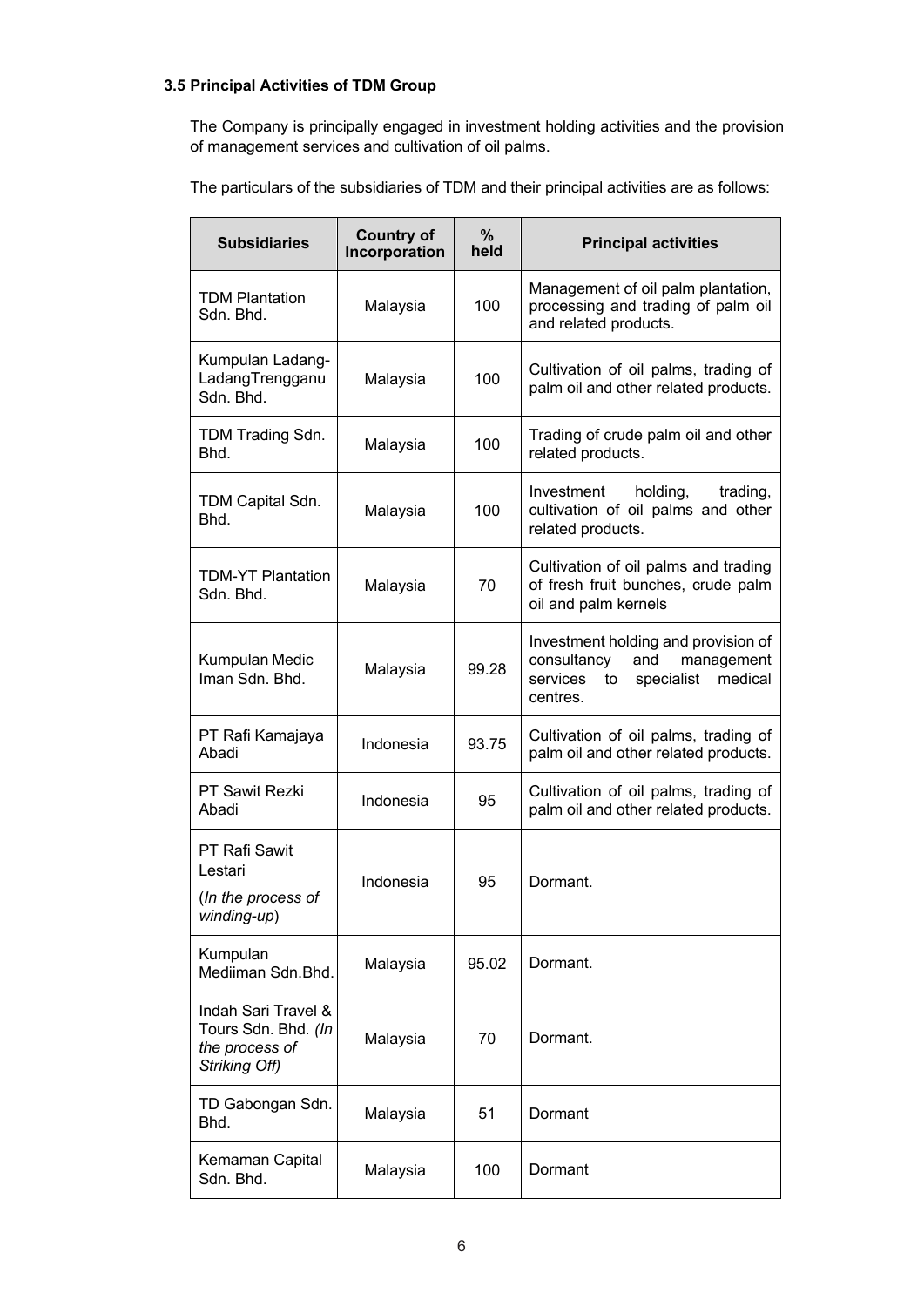### 3.5 Principal Activities of TDM Group

The Company is principally engaged in investment holding activities and the provision of management services and cultivation of oil palms.

The particulars of the subsidiaries of TDM and their principal activities are as follows:

| Subsidiaries | Country of Incorporation | % held | Principal activities |
|---|---|---|---|
| TDM Plantation Sdn. Bhd. | Malaysia | 100 | Management of oil palm plantation, processing and trading of palm oil and related products. |
| Kumpulan Ladang-LadangTrengganu Sdn. Bhd. | Malaysia | 100 | Cultivation of oil palms, trading of palm oil and other related products. |
| TDM Trading Sdn. Bhd. | Malaysia | 100 | Trading of crude palm oil and other related products. |
| TDM Capital Sdn. Bhd. | Malaysia | 100 | Investment holding, trading, cultivation of oil palms and other related products. |
| TDM-YT Plantation Sdn. Bhd. | Malaysia | 70 | Cultivation of oil palms and trading of fresh fruit bunches, crude palm oil and palm kernels |
| Kumpulan Medic Iman Sdn. Bhd. | Malaysia | 99.28 | Investment holding and provision of consultancy and management services to specialist medical centres. |
| PT Rafi Kamajaya Abadi | Indonesia | 93.75 | Cultivation of oil palms, trading of palm oil and other related products. |
| PT Sawit Rezki Abadi | Indonesia | 95 | Cultivation of oil palms, trading of palm oil and other related products. |
| PT Rafi Sawit Lestari (*In the process of winding-up*) | Indonesia | 95 | Dormant. |
| Kumpulan Mediiman Sdn.Bhd. | Malaysia | 95.02 | Dormant. |
| Indah Sari Travel & Tours Sdn. Bhd. *(In the process of Striking Off)* | Malaysia | 70 | Dormant. |
| TD Gabongan Sdn. Bhd. | Malaysia | 51 | Dormant |
| Kemaman Capital Sdn. Bhd. | Malaysia | 100 | Dormant |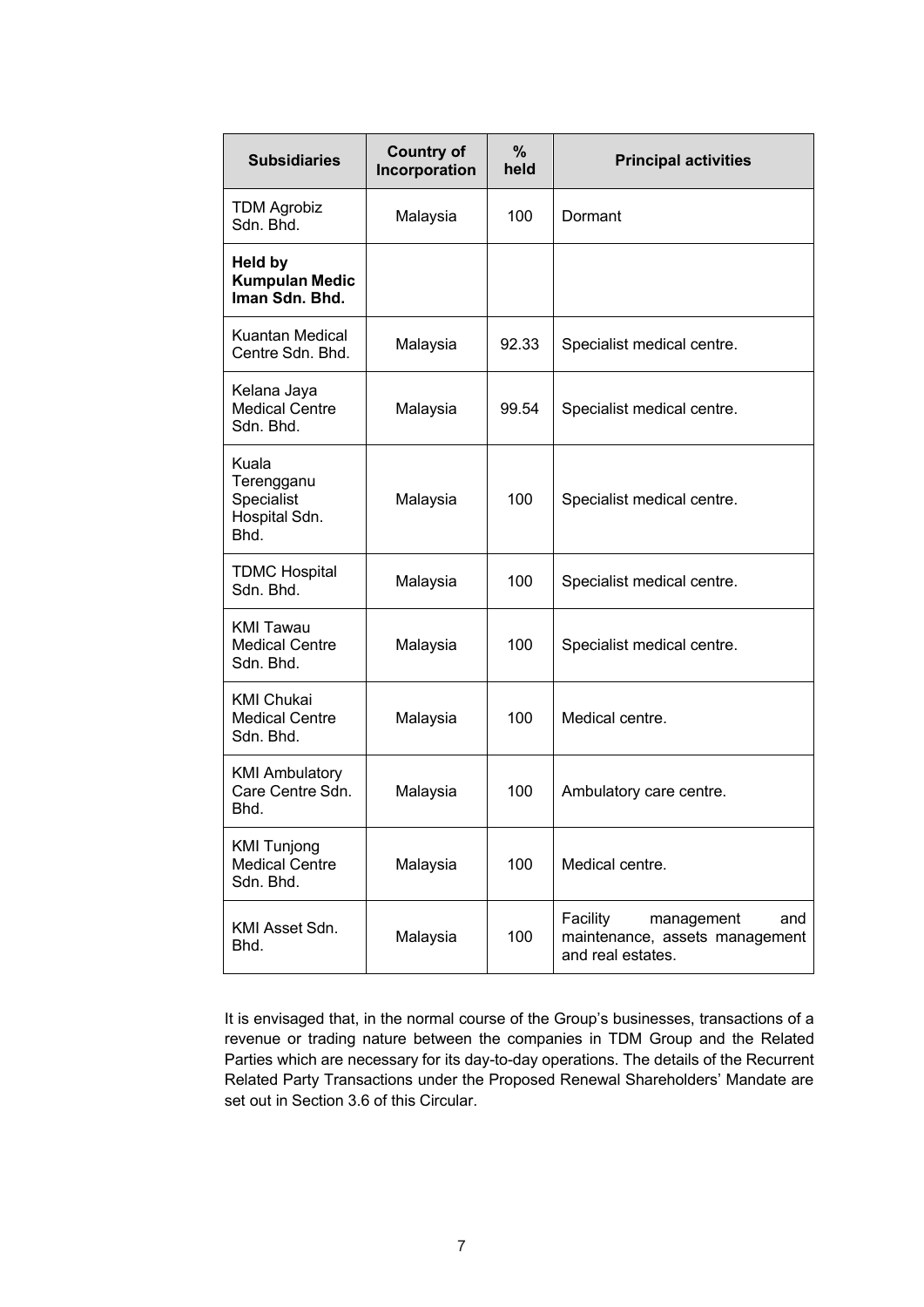| Subsidiaries | Country of Incorporation | % held | Principal activities |
|---|---|---|---|
| TDM Agrobiz Sdn. Bhd. | Malaysia | 100 | Dormant |
| **Held by Kumpulan Medic Iman Sdn. Bhd.** | | | |
| Kuantan Medical Centre Sdn. Bhd. | Malaysia | 92.33 | Specialist medical centre. |
| Kelana Jaya Medical Centre Sdn. Bhd. | Malaysia | 99.54 | Specialist medical centre. |
| Kuala Terengganu Specialist Hospital Sdn. Bhd. | Malaysia | 100 | Specialist medical centre. |
| TDMC Hospital Sdn. Bhd. | Malaysia | 100 | Specialist medical centre. |
| KMI Tawau Medical Centre Sdn. Bhd. | Malaysia | 100 | Specialist medical centre. |
| KMI Chukai Medical Centre Sdn. Bhd. | Malaysia | 100 | Medical centre. |
| KMI Ambulatory Care Centre Sdn. Bhd. | Malaysia | 100 | Ambulatory care centre. |
| KMI Tunjong Medical Centre Sdn. Bhd. | Malaysia | 100 | Medical centre. |
| KMI Asset Sdn. Bhd. | Malaysia | 100 | Facility management and maintenance, assets management and real estates. |

It is envisaged that, in the normal course of the Group's businesses, transactions of a revenue or trading nature between the companies in TDM Group and the Related Parties which are necessary for its day-to-day operations. The details of the Recurrent Related Party Transactions under the Proposed Renewal Shareholders' Mandate are set out in Section 3.6 of this Circular.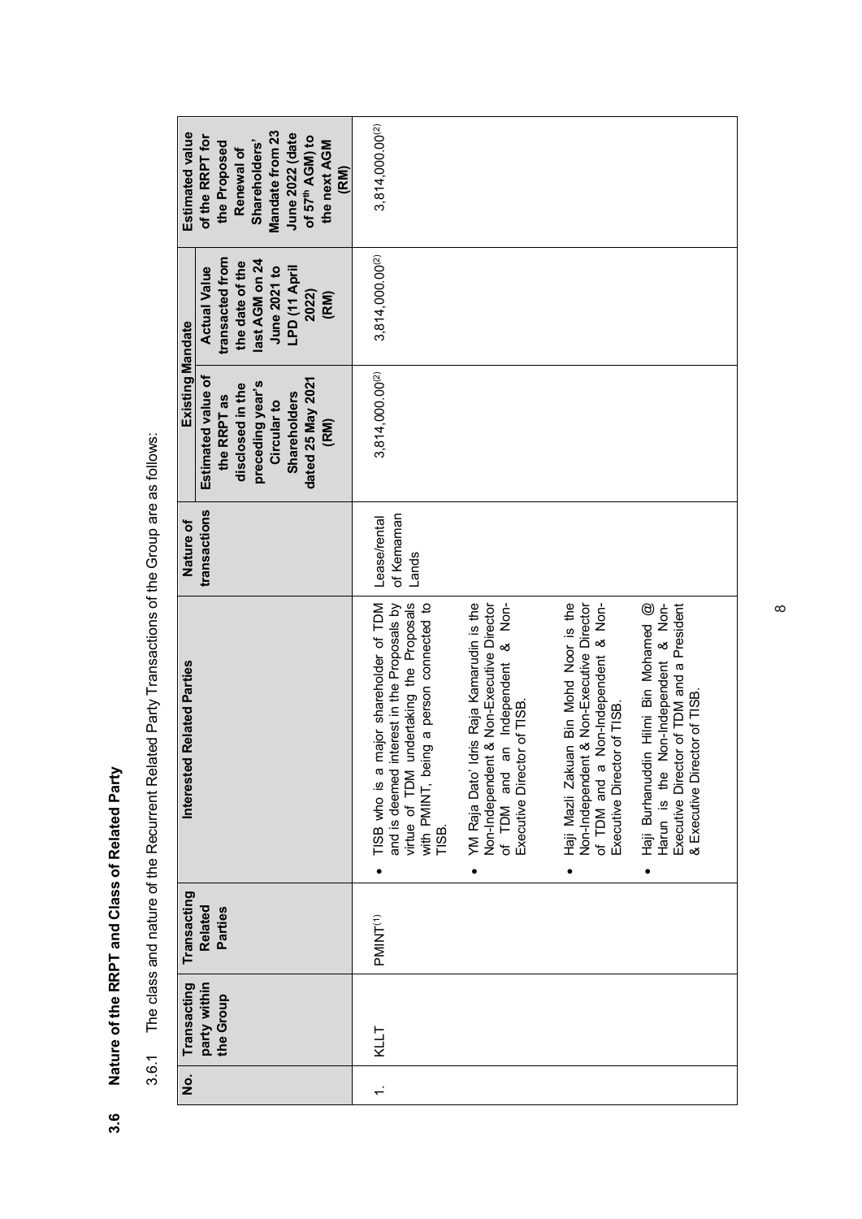### 3.6 Nature of the RRPT and Class of Related Party

3.6.1 The class and nature of the Recurrent Related Party Transactions of the Group are as follows:

| No. | Transacting party within the Group | Transacting Related Parties | Interested Related Parties | Nature of transactions | Existing Mandate | | Estimated value of the RRPT for the Proposed Renewal of Shareholders' Mandate from 23 June 2022 (date of 57th AGM) to the next AGM (RM) |
|---|---|---|---|---|---|---|---|
| | | | | | Estimated value of the RRPT as disclosed in the preceding year's Circular to Shareholders dated 25 May 2021 (RM) | Actual Value transacted from the date of the last AGM on 24 June 2021 to LPD (11 April 2022) (RM) | |
| 1. | KLLT | PMINT[(1)] | • TISB who is a major shareholder of TDM and is deemed interest in the Proposals by virtue of TDM undertaking the Proposals with PMINT, being a person connected to TISB.<br>• YM Raja Dato' Idris Raja Kamarudin is the Non-Independent & Non-Executive Director of TDM and an Independent & Non-Executive Director of TISB.<br>• Haji Mazli Zakuan Bin Mohd Noor is the Non-Independent & Non-Executive Director of TDM and a Non-Independent & Non-Executive Director of TISB.<br>• Haji Burhanuddin Hilmi Bin Mohamed @ Harun is the Non-Independent & Non-Executive Director of TDM and a President & Executive Director of TISB. | Lease/rental of Kemaman Lands | 3,814,000.00[(2)] | 3,814,000.00[(2)] | 3,814,000.00[(2)] |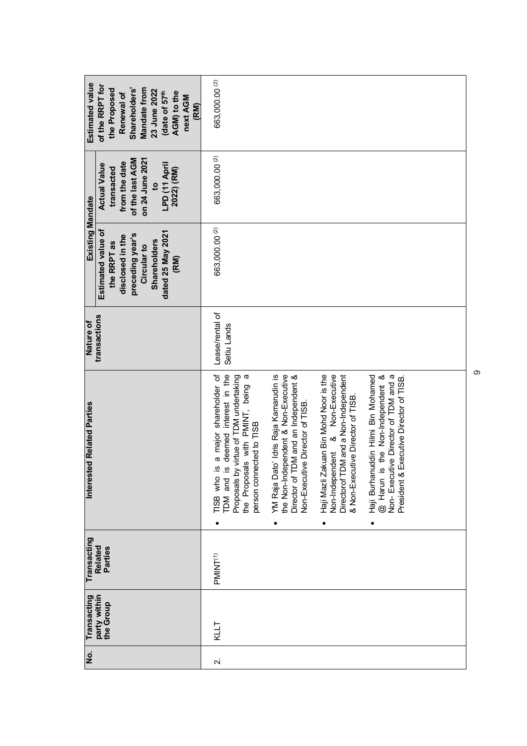| No. | Transacting party within the Group | Transacting Related Parties | Interested Related Parties | Nature of transactions | Existing Mandate | | Estimated value of the RRPT for the Proposed Renewal of Shareholders' Mandate from 23 June 2022 (date of 57th AGM) to the next AGM (RM) |
|---|---|---|---|---|---|---|---|
| | | | | | Estimated value of the RRPT as disclosed in the preceding year's Circular to Shareholders dated 25 May 2021 (RM) | Actual Value transacted from the date of the last AGM on 24 June 2021 to LPD (11 April 2022) (RM) | |
| 2. | KLLT | PMINT[1] | • TISB who is a major shareholder of TDM and is deemed interest in the Proposals by virtue of TDM undertaking the Proposals with PMINT, being a person connected to TISB<br>• YM Raja Dato' Idris Raja Kamarudin is the Non-Independent & Non-Executive Director of TDM and an Independent & Non-Executive Director of TISB.<br>• Haji Mazli Zakuan Bin Mohd Noor is the Non-Independent & Non-Executive Director of TDM and a Non-Independent & Non-Executive Director of TISB.<br>• Haji Burhanuddin Hilmi Bin Mohamed @ Harun is the Non-Independent & Non- Executive Director of TDM and a President & Executive Director of TISB. | Lease/rental of Setiu Lands | 663,000.00[2] | 663,000.00[2] | 663,000.00[2] |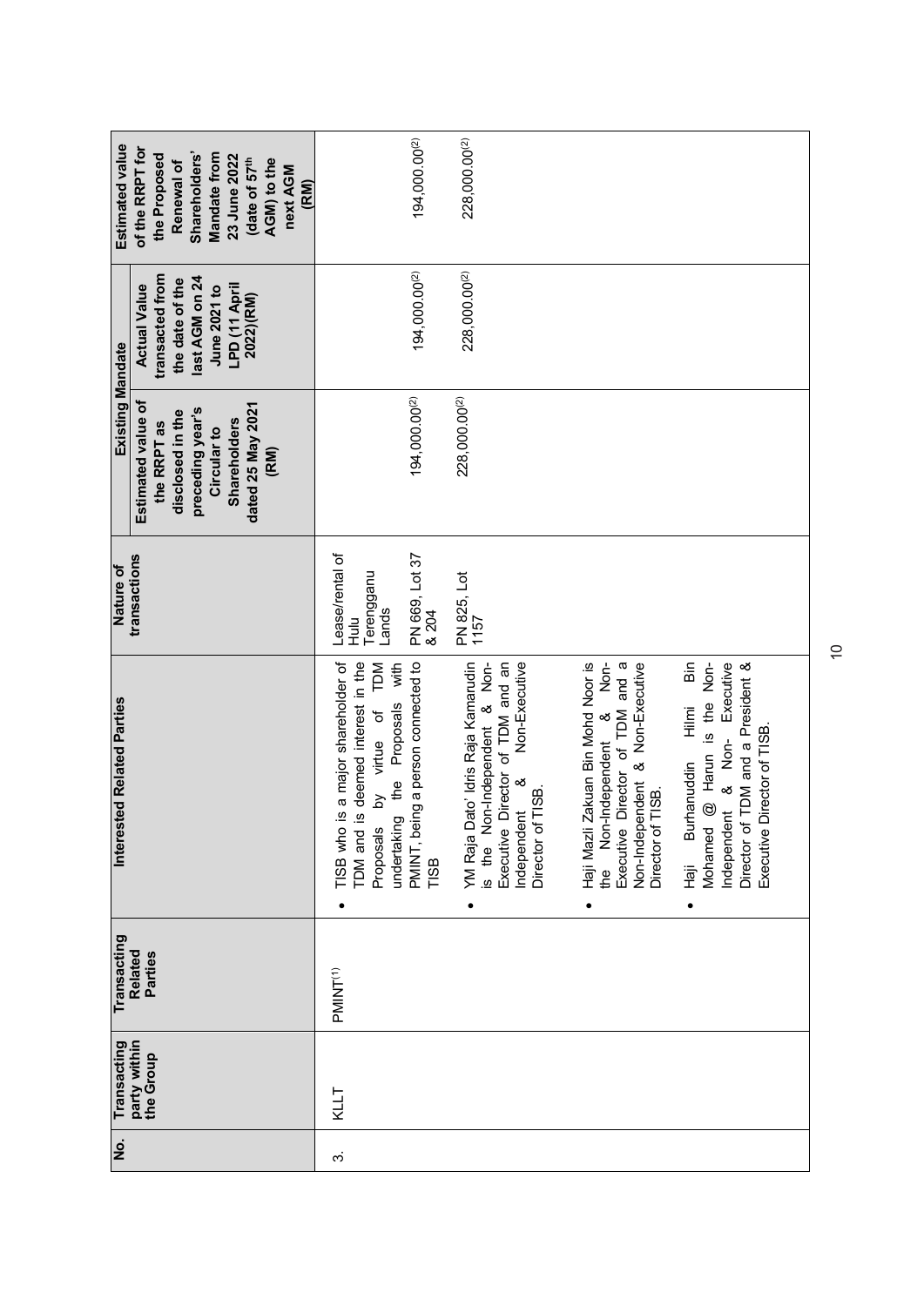| No. | Transacting party within the Group | Transacting Related Parties | Interested Related Parties | Nature of transactions | Existing Mandate | | Estimated value of the RRPT for the Proposed Renewal of Shareholders' Mandate from 23 June 2022 (date of 57th AGM) to the next AGM (RM) |
|---|---|---|---|---|---|---|---|
| | | | | | Estimated value of the RRPT as disclosed in the preceding year's Circular to Shareholders dated 25 May 2021 (RM) | Actual Value transacted from the date of the last AGM on 24 June 2021 to LPD (11 April 2022)(RM) | |
| 3. | KLLT | PMINT[1] | • TISB who is a major shareholder of TDM and is deemed interested in the Proposals by virtue of TDM undertaking the Proposals with PMINT, being a person connected to TISB<br><br>• YM Raja Dato' Idris Raja Kamarudin is the Non-Independent & Non-Executive Director of TDM and an Independent & Non-Executive Director of TISB.<br><br>• Haji Mazli Zakuan Bin Mohd Noor is the Non-Independent & Non-Executive Director of TDM and a Non-Independent & Non-Executive Director of TISB.<br><br>• Haji Burhanuddin Hilmi Bin Mohamed @ Harun is the Non-Independent & Non- Executive Director of TDM and a President & Executive Director of TISB. | Lease/rental of Hulu Terengganu Lands<br><br>PN 669, Lot 37 & 204<br><br>PN 825, Lot 1157 | <br><br><br>194,000.00[2]<br><br>228,000.00[2] | <br><br><br>194,000.00[2]<br><br>228,000.00[2] | <br><br><br>194,000.00[2]<br><br>228,000.00[2] |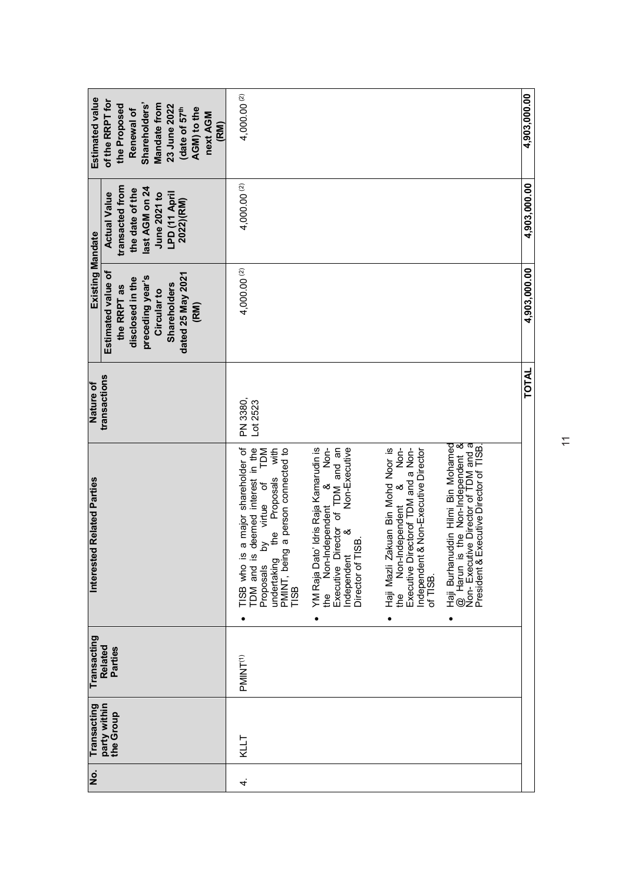| No. | Transacting party within the Group | Transacting Related Parties | Interested Related Parties | Nature of transactions | Existing Mandate | | Estimated value of the RRPT for the Proposed Renewal of Shareholders' Mandate from 23 June 2022 (date of 57th AGM) to the next AGM (RM) |
|---|---|---|---|---|---|---|---|
| | | | | | Estimated value of the RRPT as disclosed in the preceding year's Circular to Shareholders dated 25 May 2021 (RM) | Actual Value transacted from the date of the last AGM on 24 June 2021 to LPD (11 April 2022)(RM) | |
| 4. | KLLT | PMINT[(1)] | • TISB who is a major shareholder of TDM and is deemed interest in the Proposals by virtue of TDM undertaking the Proposals with PMINT, being a person connected to TISB<br>• YM Raja Dato' Idris Raja Kamarudin is the Non-Independent & Non-Executive Director of TDM and an Independent & Non-Executive Director of TISB.<br>• Haji Mazli Zakuan Bin Mohd Noor is the Non-Independent & Non-Executive Directorof TDM and a Non-Independent & Non-Executive Director of TISB.<br>• Haji Burhanuddin Hilmi Bin Mohamed @ Harun is the Non-Independent & Non- Executive Director of TDM and a President & Executive Director of TISB. | PN 3380, Lot 2523 | 4,000.00 [(2)] | 4,000.00 [(2)] | 4,000.00 [(2)] |
| | | | | **TOTAL** | **4,903,000.00** | **4,903,000.00** | **4,903,000.00** |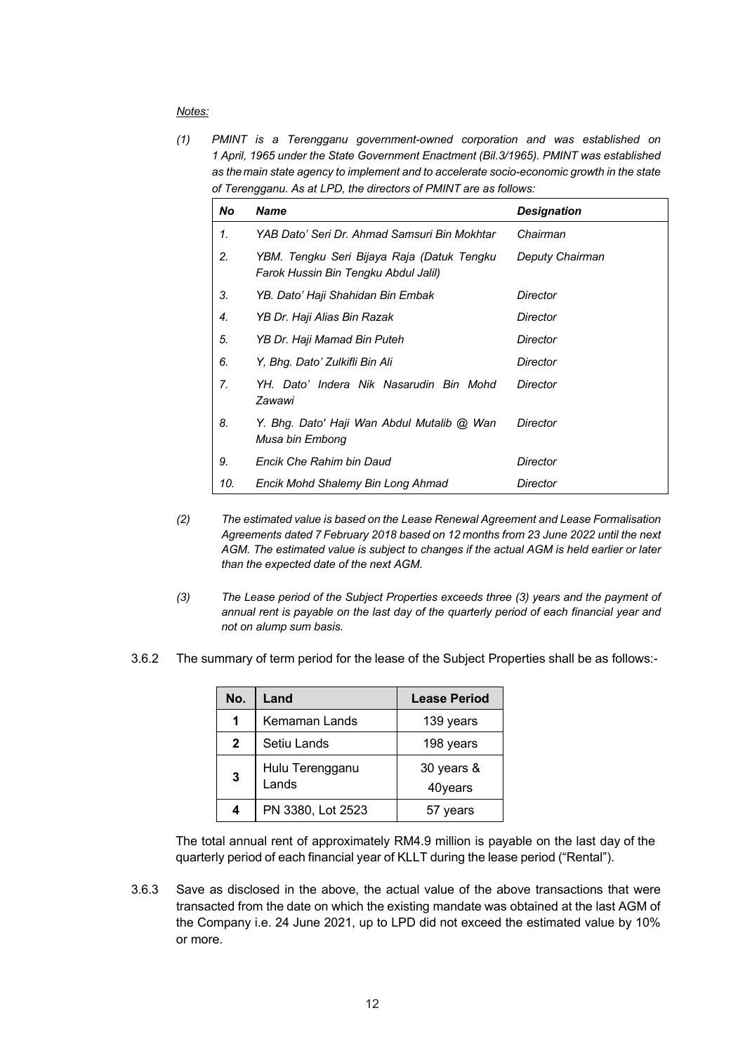*Notes:*

*(1) PMINT is a Terengganu government-owned corporation and was established on 1 April, 1965 under the State Government Enactment (Bil.3/1965). PMINT was established as the main state agency to implement and to accelerate socio-economic growth in the state of Terengganu. As at LPD, the directors of PMINT are as follows:*

| *No* | *Name* | *Designation* |
|---|---|---|
| *1.* | *YAB Dato' Seri Dr. Ahmad Samsuri Bin Mokhtar* | *Chairman* |
| *2.* | *YBM. Tengku Seri Bijaya Raja (Datuk Tengku Farok Hussin Bin Tengku Abdul Jalil)* | *Deputy Chairman* |
| *3.* | *YB. Dato' Haji Shahidan Bin Embak* | *Director* |
| *4.* | *YB Dr. Haji Alias Bin Razak* | *Director* |
| *5.* | *YB Dr. Haji Mamad Bin Puteh* | *Director* |
| *6.* | *Y, Bhg. Dato' Zulkifli Bin Ali* | *Director* |
| *7.* | *YH. Dato' Indera Nik Nasarudin Bin Mohd Zawawi* | *Director* |
| *8.* | *Y. Bhg. Dato' Haji Wan Abdul Mutalib @ Wan Musa bin Embong* | *Director* |
| *9.* | *Encik Che Rahim bin Daud* | *Director* |
| *10.* | *Encik Mohd Shalemy Bin Long Ahmad* | *Director* |

*(2) The estimated value is based on the Lease Renewal Agreement and Lease Formalisation Agreements dated 7 February 2018 based on 12 months from 23 June 2022 until the next AGM. The estimated value is subject to changes if the actual AGM is held earlier or later than the expected date of the next AGM.*

*(3) The Lease period of the Subject Properties exceeds three (3) years and the payment of annual rent is payable on the last day of the quarterly period of each financial year and not on alump sum basis.*

3.6.2 The summary of term period for the lease of the Subject Properties shall be as follows:-

| No. | Land | Lease Period |
|---|---|---|
| 1 | Kemaman Lands | 139 years |
| 2 | Setiu Lands | 198 years |
| 3 | Hulu Terengganu Lands | 30 years & 40years |
| 4 | PN 3380, Lot 2523 | 57 years |

The total annual rent of approximately RM4.9 million is payable on the last day of the quarterly period of each financial year of KLLT during the lease period ("Rental").

3.6.3 Save as disclosed in the above, the actual value of the above transactions that were transacted from the date on which the existing mandate was obtained at the last AGM of the Company i.e. 24 June 2021, up to LPD did not exceed the estimated value by 10% or more.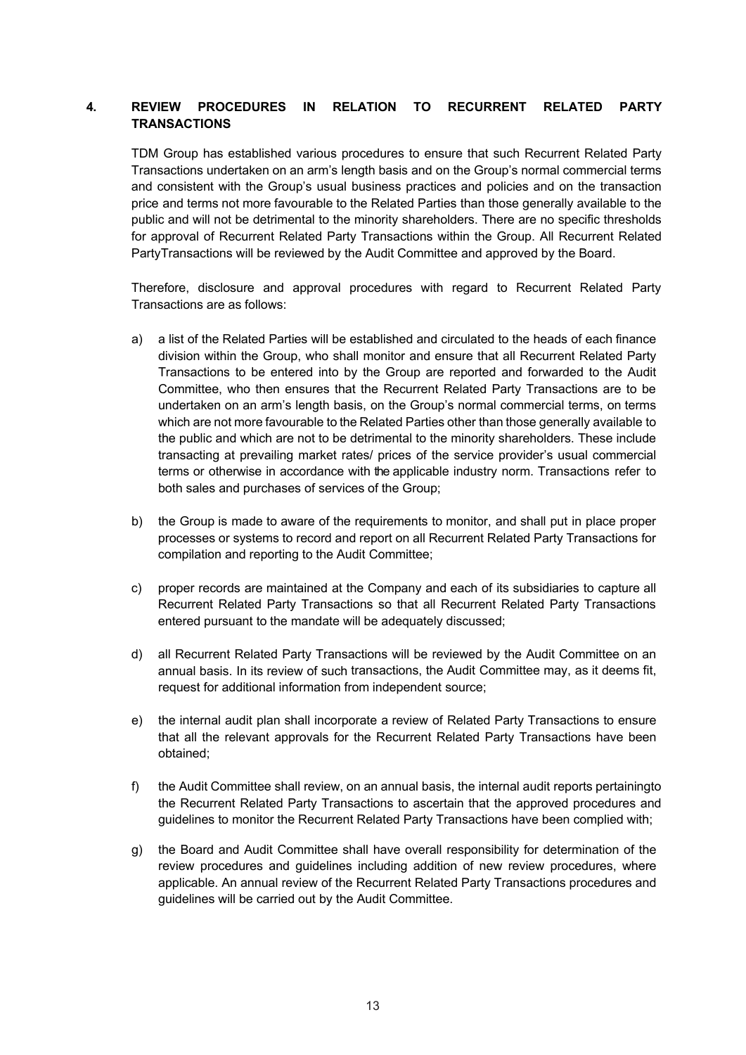## 4. REVIEW PROCEDURES IN RELATION TO RECURRENT RELATED PARTY TRANSACTIONS

TDM Group has established various procedures to ensure that such Recurrent Related Party Transactions undertaken on an arm's length basis and on the Group's normal commercial terms and consistent with the Group's usual business practices and policies and on the transaction price and terms not more favourable to the Related Parties than those generally available to the public and will not be detrimental to the minority shareholders. There are no specific thresholds for approval of Recurrent Related Party Transactions within the Group. All Recurrent Related PartyTransactions will be reviewed by the Audit Committee and approved by the Board.

Therefore, disclosure and approval procedures with regard to Recurrent Related Party Transactions are as follows:

a) a list of the Related Parties will be established and circulated to the heads of each finance division within the Group, who shall monitor and ensure that all Recurrent Related Party Transactions to be entered into by the Group are reported and forwarded to the Audit Committee, who then ensures that the Recurrent Related Party Transactions are to be undertaken on an arm's length basis, on the Group's normal commercial terms, on terms which are not more favourable to the Related Parties other than those generally available to the public and which are not to be detrimental to the minority shareholders. These include transacting at prevailing market rates/ prices of the service provider's usual commercial terms or otherwise in accordance with the applicable industry norm. Transactions refer to both sales and purchases of services of the Group;

b) the Group is made to aware of the requirements to monitor, and shall put in place proper processes or systems to record and report on all Recurrent Related Party Transactions for compilation and reporting to the Audit Committee;

c) proper records are maintained at the Company and each of its subsidiaries to capture all Recurrent Related Party Transactions so that all Recurrent Related Party Transactions entered pursuant to the mandate will be adequately discussed;

d) all Recurrent Related Party Transactions will be reviewed by the Audit Committee on an annual basis. In its review of such transactions, the Audit Committee may, as it deems fit, request for additional information from independent source;

e) the internal audit plan shall incorporate a review of Related Party Transactions to ensure that all the relevant approvals for the Recurrent Related Party Transactions have been obtained;

f) the Audit Committee shall review, on an annual basis, the internal audit reports pertainingto the Recurrent Related Party Transactions to ascertain that the approved procedures and guidelines to monitor the Recurrent Related Party Transactions have been complied with;

g) the Board and Audit Committee shall have overall responsibility for determination of the review procedures and guidelines including addition of new review procedures, where applicable. An annual review of the Recurrent Related Party Transactions procedures and guidelines will be carried out by the Audit Committee.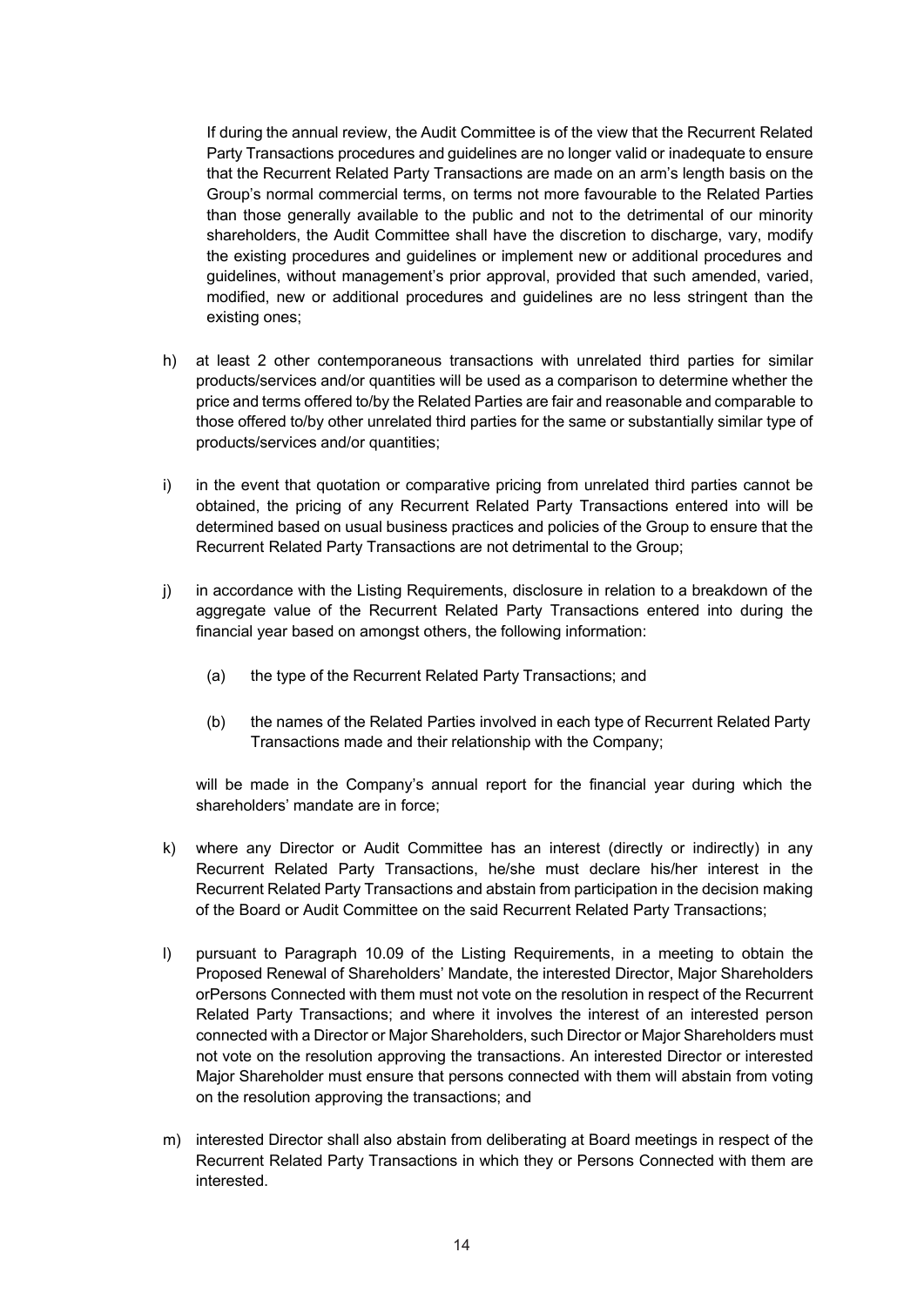If during the annual review, the Audit Committee is of the view that the Recurrent Related Party Transactions procedures and guidelines are no longer valid or inadequate to ensure that the Recurrent Related Party Transactions are made on an arm's length basis on the Group's normal commercial terms, on terms not more favourable to the Related Parties than those generally available to the public and not to the detrimental of our minority shareholders, the Audit Committee shall have the discretion to discharge, vary, modify the existing procedures and guidelines or implement new or additional procedures and guidelines, without management's prior approval, provided that such amended, varied, modified, new or additional procedures and guidelines are no less stringent than the existing ones;

h) at least 2 other contemporaneous transactions with unrelated third parties for similar products/services and/or quantities will be used as a comparison to determine whether the price and terms offered to/by the Related Parties are fair and reasonable and comparable to those offered to/by other unrelated third parties for the same or substantially similar type of products/services and/or quantities;

i) in the event that quotation or comparative pricing from unrelated third parties cannot be obtained, the pricing of any Recurrent Related Party Transactions entered into will be determined based on usual business practices and policies of the Group to ensure that the Recurrent Related Party Transactions are not detrimental to the Group;

j) in accordance with the Listing Requirements, disclosure in relation to a breakdown of the aggregate value of the Recurrent Related Party Transactions entered into during the financial year based on amongst others, the following information:

   (a) the type of the Recurrent Related Party Transactions; and

   (b) the names of the Related Parties involved in each type of Recurrent Related Party Transactions made and their relationship with the Company;

   will be made in the Company's annual report for the financial year during which the shareholders' mandate are in force;

k) where any Director or Audit Committee has an interest (directly or indirectly) in any Recurrent Related Party Transactions, he/she must declare his/her interest in the Recurrent Related Party Transactions and abstain from participation in the decision making of the Board or Audit Committee on the said Recurrent Related Party Transactions;

l) pursuant to Paragraph 10.09 of the Listing Requirements, in a meeting to obtain the Proposed Renewal of Shareholders' Mandate, the interested Director, Major Shareholders orPersons Connected with them must not vote on the resolution in respect of the Recurrent Related Party Transactions; and where it involves the interest of an interested person connected with a Director or Major Shareholders, such Director or Major Shareholders must not vote on the resolution approving the transactions. An interested Director or interested Major Shareholder must ensure that persons connected with them will abstain from voting on the resolution approving the transactions; and

m) interested Director shall also abstain from deliberating at Board meetings in respect of the Recurrent Related Party Transactions in which they or Persons Connected with them are interested.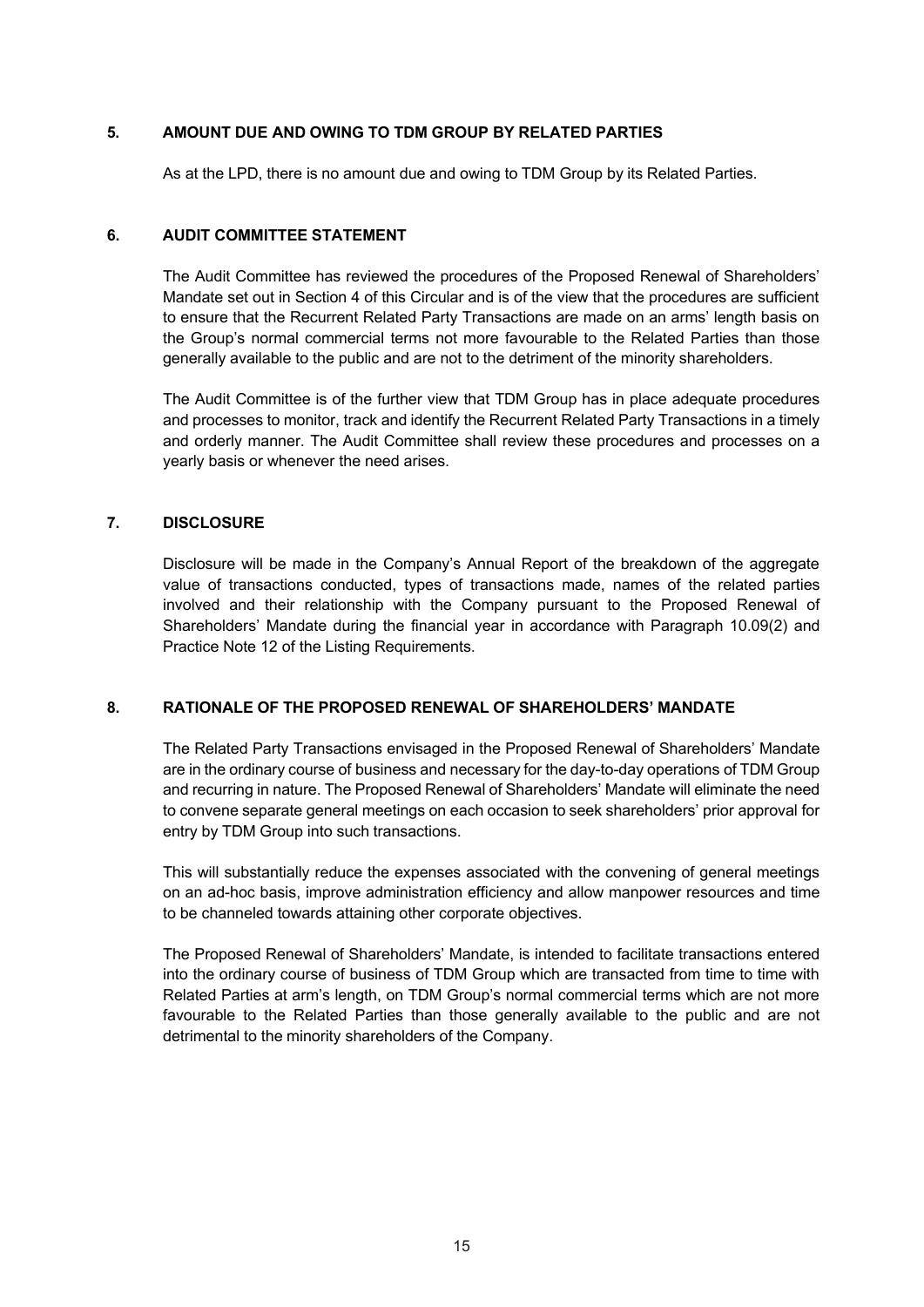## 5. AMOUNT DUE AND OWING TO TDM GROUP BY RELATED PARTIES

As at the LPD, there is no amount due and owing to TDM Group by its Related Parties.

## 6. AUDIT COMMITTEE STATEMENT

The Audit Committee has reviewed the procedures of the Proposed Renewal of Shareholders' Mandate set out in Section 4 of this Circular and is of the view that the procedures are sufficient to ensure that the Recurrent Related Party Transactions are made on an arms' length basis on the Group's normal commercial terms not more favourable to the Related Parties than those generally available to the public and are not to the detriment of the minority shareholders.

The Audit Committee is of the further view that TDM Group has in place adequate procedures and processes to monitor, track and identify the Recurrent Related Party Transactions in a timely and orderly manner. The Audit Committee shall review these procedures and processes on a yearly basis or whenever the need arises.

## 7. DISCLOSURE

Disclosure will be made in the Company's Annual Report of the breakdown of the aggregate value of transactions conducted, types of transactions made, names of the related parties involved and their relationship with the Company pursuant to the Proposed Renewal of Shareholders' Mandate during the financial year in accordance with Paragraph 10.09(2) and Practice Note 12 of the Listing Requirements.

## 8. RATIONALE OF THE PROPOSED RENEWAL OF SHAREHOLDERS' MANDATE

The Related Party Transactions envisaged in the Proposed Renewal of Shareholders' Mandate are in the ordinary course of business and necessary for the day-to-day operations of TDM Group and recurring in nature. The Proposed Renewal of Shareholders' Mandate will eliminate the need to convene separate general meetings on each occasion to seek shareholders' prior approval for entry by TDM Group into such transactions.

This will substantially reduce the expenses associated with the convening of general meetings on an ad-hoc basis, improve administration efficiency and allow manpower resources and time to be channeled towards attaining other corporate objectives.

The Proposed Renewal of Shareholders' Mandate, is intended to facilitate transactions entered into the ordinary course of business of TDM Group which are transacted from time to time with Related Parties at arm's length, on TDM Group's normal commercial terms which are not more favourable to the Related Parties than those generally available to the public and are not detrimental to the minority shareholders of the Company.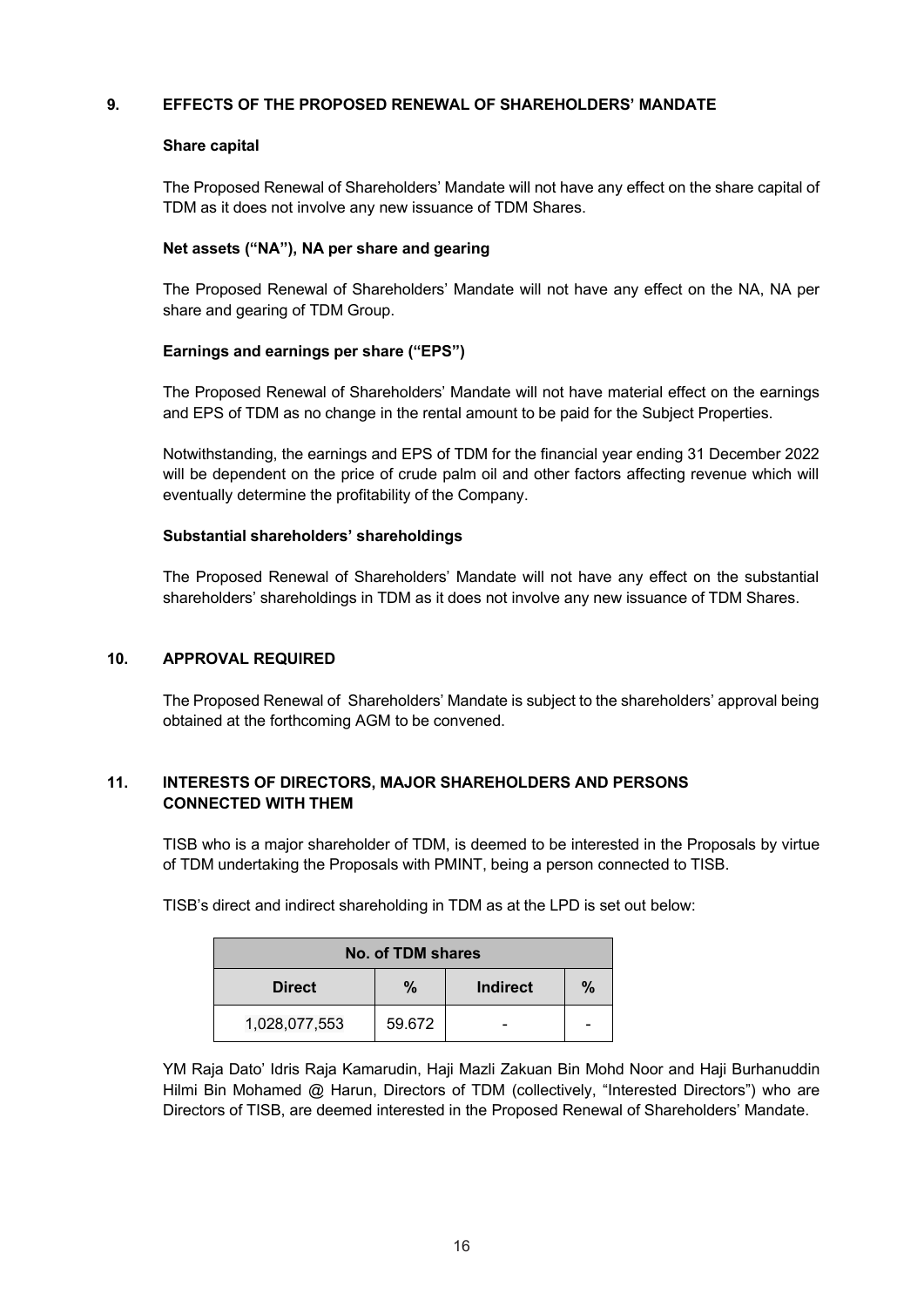## 9. EFFECTS OF THE PROPOSED RENEWAL OF SHAREHOLDERS' MANDATE

**Share capital**

The Proposed Renewal of Shareholders' Mandate will not have any effect on the share capital of TDM as it does not involve any new issuance of TDM Shares.

**Net assets ("NA"), NA per share and gearing**

The Proposed Renewal of Shareholders' Mandate will not have any effect on the NA, NA per share and gearing of TDM Group.

**Earnings and earnings per share ("EPS")**

The Proposed Renewal of Shareholders' Mandate will not have material effect on the earnings and EPS of TDM as no change in the rental amount to be paid for the Subject Properties.

Notwithstanding, the earnings and EPS of TDM for the financial year ending 31 December 2022 will be dependent on the price of crude palm oil and other factors affecting revenue which will eventually determine the profitability of the Company.

**Substantial shareholders' shareholdings**

The Proposed Renewal of Shareholders' Mandate will not have any effect on the substantial shareholders' shareholdings in TDM as it does not involve any new issuance of TDM Shares.

## 10. APPROVAL REQUIRED

The Proposed Renewal of Shareholders' Mandate is subject to the shareholders' approval being obtained at the forthcoming AGM to be convened.

## 11. INTERESTS OF DIRECTORS, MAJOR SHAREHOLDERS AND PERSONS CONNECTED WITH THEM

TISB who is a major shareholder of TDM, is deemed to be interested in the Proposals by virtue of TDM undertaking the Proposals with PMINT, being a person connected to TISB.

TISB's direct and indirect shareholding in TDM as at the LPD is set out below:

| No. of TDM shares | | | |
|---|---|---|---|
| **Direct** | **%** | **Indirect** | **%** |
| 1,028,077,553 | 59.672 | - | - |

YM Raja Dato' Idris Raja Kamarudin, Haji Mazli Zakuan Bin Mohd Noor and Haji Burhanuddin Hilmi Bin Mohamed @ Harun, Directors of TDM (collectively, "Interested Directors") who are Directors of TISB, are deemed interested in the Proposed Renewal of Shareholders' Mandate.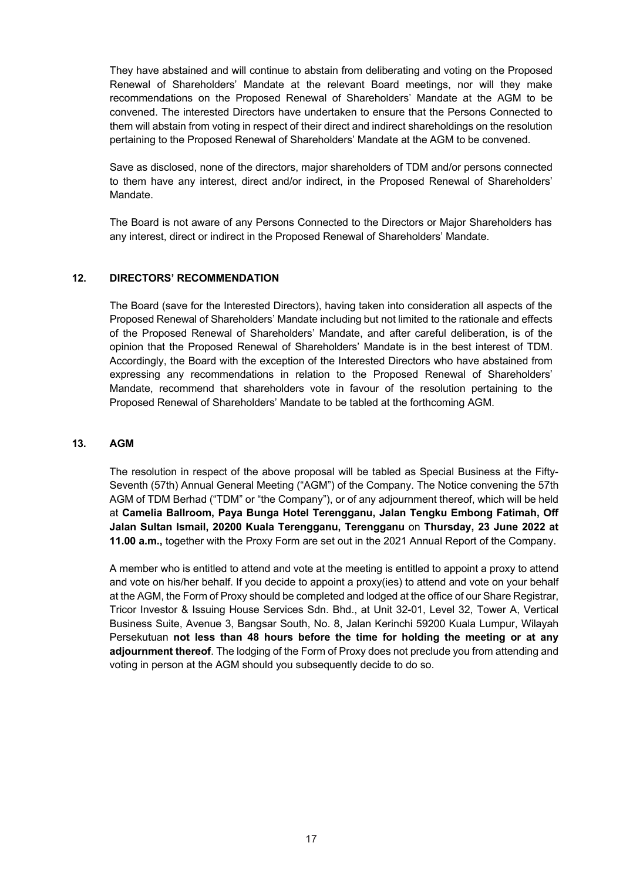They have abstained and will continue to abstain from deliberating and voting on the Proposed Renewal of Shareholders' Mandate at the relevant Board meetings, nor will they make recommendations on the Proposed Renewal of Shareholders' Mandate at the AGM to be convened. The interested Directors have undertaken to ensure that the Persons Connected to them will abstain from voting in respect of their direct and indirect shareholdings on the resolution pertaining to the Proposed Renewal of Shareholders' Mandate at the AGM to be convened.

Save as disclosed, none of the directors, major shareholders of TDM and/or persons connected to them have any interest, direct and/or indirect, in the Proposed Renewal of Shareholders' Mandate.

The Board is not aware of any Persons Connected to the Directors or Major Shareholders has any interest, direct or indirect in the Proposed Renewal of Shareholders' Mandate.

## 12. DIRECTORS' RECOMMENDATION

The Board (save for the Interested Directors), having taken into consideration all aspects of the Proposed Renewal of Shareholders' Mandate including but not limited to the rationale and effects of the Proposed Renewal of Shareholders' Mandate, and after careful deliberation, is of the opinion that the Proposed Renewal of Shareholders' Mandate is in the best interest of TDM. Accordingly, the Board with the exception of the Interested Directors who have abstained from expressing any recommendations in relation to the Proposed Renewal of Shareholders' Mandate, recommend that shareholders vote in favour of the resolution pertaining to the Proposed Renewal of Shareholders' Mandate to be tabled at the forthcoming AGM.

## 13. AGM

The resolution in respect of the above proposal will be tabled as Special Business at the Fifty-Seventh (57th) Annual General Meeting ("AGM") of the Company. The Notice convening the 57th AGM of TDM Berhad ("TDM" or "the Company"), or of any adjournment thereof, which will be held at **Camelia Ballroom, Paya Bunga Hotel Terengganu, Jalan Tengku Embong Fatimah, Off Jalan Sultan Ismail, 20200 Kuala Terengganu, Terengganu** on **Thursday, 23 June 2022 at 11.00 a.m.,** together with the Proxy Form are set out in the 2021 Annual Report of the Company.

A member who is entitled to attend and vote at the meeting is entitled to appoint a proxy to attend and vote on his/her behalf. If you decide to appoint a proxy(ies) to attend and vote on your behalf at the AGM, the Form of Proxy should be completed and lodged at the office of our Share Registrar, Tricor Investor & Issuing House Services Sdn. Bhd., at Unit 32-01, Level 32, Tower A, Vertical Business Suite, Avenue 3, Bangsar South, No. 8, Jalan Kerinchi 59200 Kuala Lumpur, Wilayah Persekutuan **not less than 48 hours before the time for holding the meeting or at any adjournment thereof**. The lodging of the Form of Proxy does not preclude you from attending and voting in person at the AGM should you subsequently decide to do so.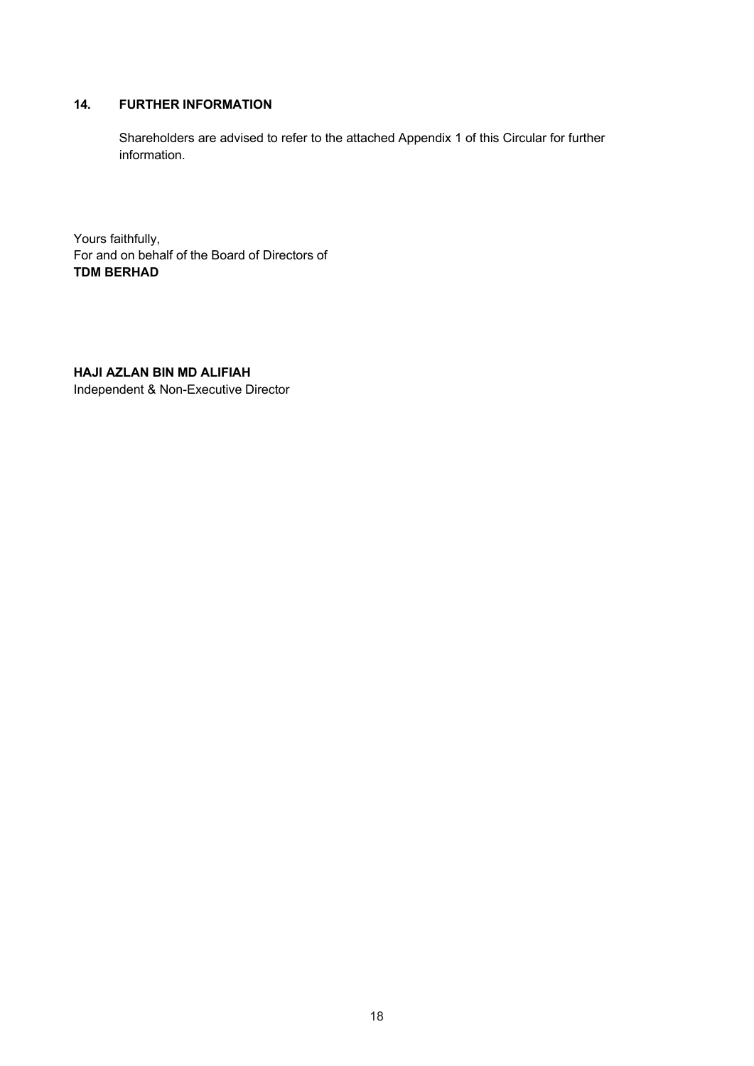## 14. FURTHER INFORMATION

Shareholders are advised to refer to the attached Appendix 1 of this Circular for further information.

Yours faithfully,
For and on behalf of the Board of Directors of
**TDM BERHAD**

**HAJI AZLAN BIN MD ALIFIAH**
Independent & Non-Executive Director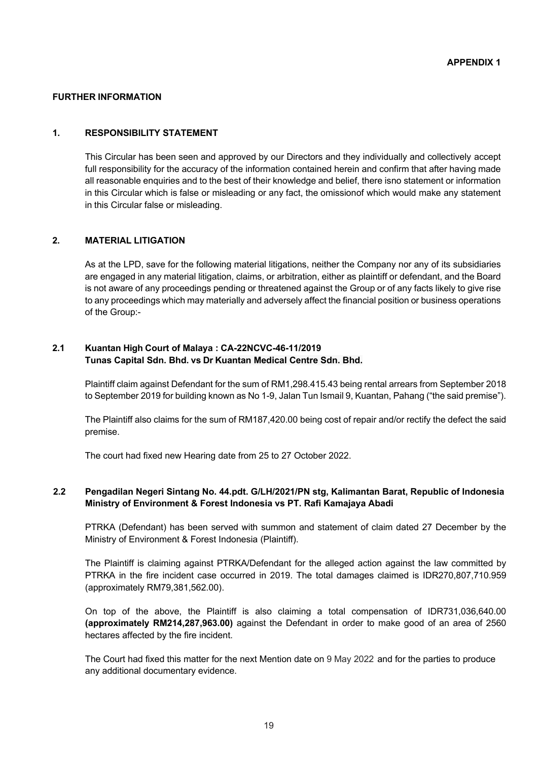**APPENDIX 1**

## FURTHER INFORMATION

### 1. RESPONSIBILITY STATEMENT

This Circular has been seen and approved by our Directors and they individually and collectively accept full responsibility for the accuracy of the information contained herein and confirm that after having made all reasonable enquiries and to the best of their knowledge and belief, there isno statement or information in this Circular which is false or misleading or any fact, the omissionof which would make any statement in this Circular false or misleading.

### 2. MATERIAL LITIGATION

As at the LPD, save for the following material litigations, neither the Company nor any of its subsidiaries are engaged in any material litigation, claims, or arbitration, either as plaintiff or defendant, and the Board is not aware of any proceedings pending or threatened against the Group or of any facts likely to give rise to any proceedings which may materially and adversely affect the financial position or business operations of the Group:-

#### 2.1 Kuantan High Court of Malaya : CA-22NCVC-46-11/2019 Tunas Capital Sdn. Bhd. vs Dr Kuantan Medical Centre Sdn. Bhd.

Plaintiff claim against Defendant for the sum of RM1,298.415.43 being rental arrears from September 2018 to September 2019 for building known as No 1-9, Jalan Tun Ismail 9, Kuantan, Pahang ("the said premise").

The Plaintiff also claims for the sum of RM187,420.00 being cost of repair and/or rectify the defect the said premise.

The court had fixed new Hearing date from 25 to 27 October 2022.

#### 2.2 Pengadilan Negeri Sintang No. 44.pdt. G/LH/2021/PN stg, Kalimantan Barat, Republic of Indonesia Ministry of Environment & Forest Indonesia vs PT. Rafi Kamajaya Abadi

PTRKA (Defendant) has been served with summon and statement of claim dated 27 December by the Ministry of Environment & Forest Indonesia (Plaintiff).

The Plaintiff is claiming against PTRKA/Defendant for the alleged action against the law committed by PTRKA in the fire incident case occurred in 2019. The total damages claimed is IDR270,807,710.959 (approximately RM79,381,562.00).

On top of the above, the Plaintiff is also claiming a total compensation of IDR731,036,640.00 **(approximately RM214,287,963.00)** against the Defendant in order to make good of an area of 2560 hectares affected by the fire incident.

The Court had fixed this matter for the next Mention date on 9 May 2022 and for the parties to produce any additional documentary evidence.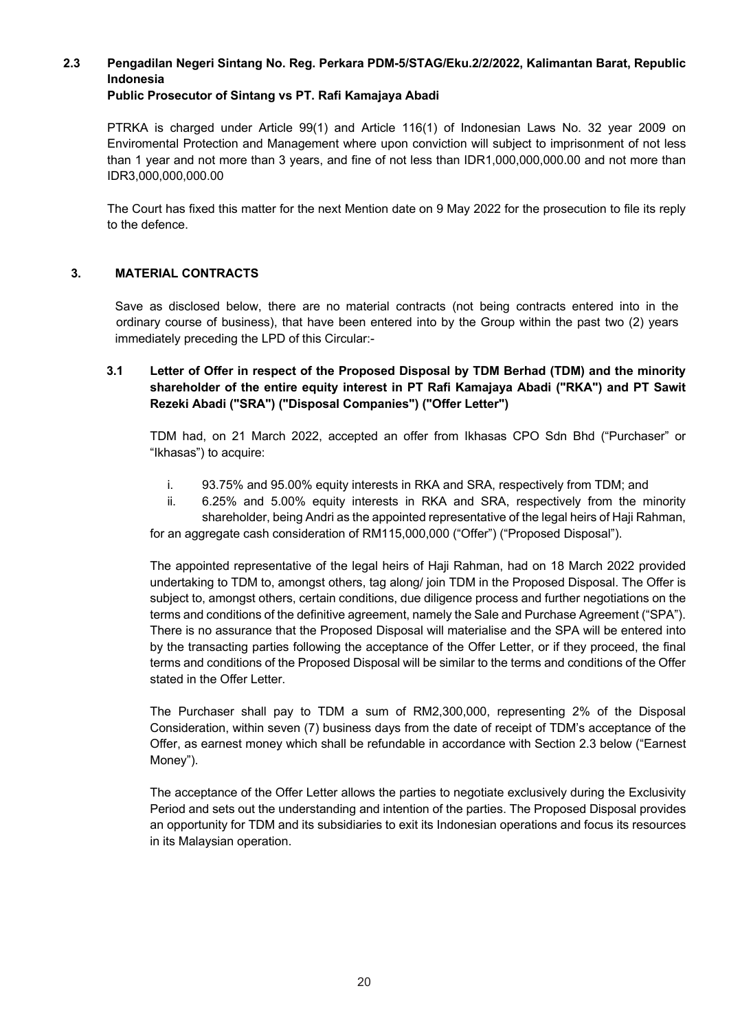### 2.3 Pengadilan Negeri Sintang No. Reg. Perkara PDM-5/STAG/Eku.2/2/2022, Kalimantan Barat, Republic Indonesia

**Public Prosecutor of Sintang vs PT. Rafi Kamajaya Abadi**

PTRKA is charged under Article 99(1) and Article 116(1) of Indonesian Laws No. 32 year 2009 on Enviromental Protection and Management where upon conviction will subject to imprisonment of not less than 1 year and not more than 3 years, and fine of not less than IDR1,000,000,000.00 and not more than IDR3,000,000,000.00

The Court has fixed this matter for the next Mention date on 9 May 2022 for the prosecution to file its reply to the defence.

## 3. MATERIAL CONTRACTS

Save as disclosed below, there are no material contracts (not being contracts entered into in the ordinary course of business), that have been entered into by the Group within the past two (2) years immediately preceding the LPD of this Circular:-

### 3.1 Letter of Offer in respect of the Proposed Disposal by TDM Berhad (TDM) and the minority shareholder of the entire equity interest in PT Rafi Kamajaya Abadi ("RKA") and PT Sawit Rezeki Abadi ("SRA") ("Disposal Companies") ("Offer Letter")

TDM had, on 21 March 2022, accepted an offer from Ikhasas CPO Sdn Bhd ("Purchaser" or "Ikhasas") to acquire:

i. 93.75% and 95.00% equity interests in RKA and SRA, respectively from TDM; and
ii. 6.25% and 5.00% equity interests in RKA and SRA, respectively from the minority shareholder, being Andri as the appointed representative of the legal heirs of Haji Rahman,

for an aggregate cash consideration of RM115,000,000 ("Offer") ("Proposed Disposal").

The appointed representative of the legal heirs of Haji Rahman, had on 18 March 2022 provided undertaking to TDM to, amongst others, tag along/ join TDM in the Proposed Disposal. The Offer is subject to, amongst others, certain conditions, due diligence process and further negotiations on the terms and conditions of the definitive agreement, namely the Sale and Purchase Agreement ("SPA"). There is no assurance that the Proposed Disposal will materialise and the SPA will be entered into by the transacting parties following the acceptance of the Offer Letter, or if they proceed, the final terms and conditions of the Proposed Disposal will be similar to the terms and conditions of the Offer stated in the Offer Letter.

The Purchaser shall pay to TDM a sum of RM2,300,000, representing 2% of the Disposal Consideration, within seven (7) business days from the date of receipt of TDM's acceptance of the Offer, as earnest money which shall be refundable in accordance with Section 2.3 below ("Earnest Money").

The acceptance of the Offer Letter allows the parties to negotiate exclusively during the Exclusivity Period and sets out the understanding and intention of the parties. The Proposed Disposal provides an opportunity for TDM and its subsidiaries to exit its Indonesian operations and focus its resources in its Malaysian operation.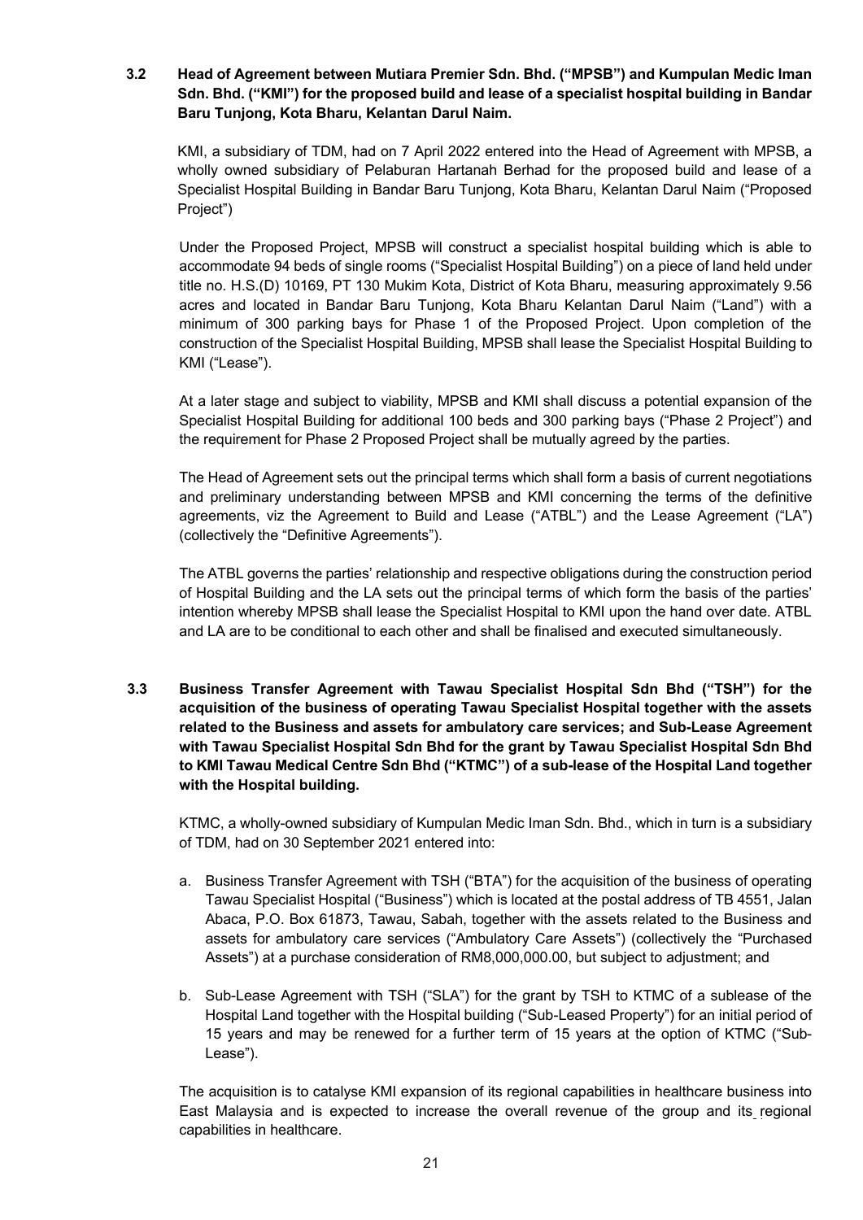### 3.2 Head of Agreement between Mutiara Premier Sdn. Bhd. ("MPSB") and Kumpulan Medic Iman Sdn. Bhd. ("KMI") for the proposed build and lease of a specialist hospital building in Bandar Baru Tunjong, Kota Bharu, Kelantan Darul Naim.

KMI, a subsidiary of TDM, had on 7 April 2022 entered into the Head of Agreement with MPSB, a wholly owned subsidiary of Pelaburan Hartanah Berhad for the proposed build and lease of a Specialist Hospital Building in Bandar Baru Tunjong, Kota Bharu, Kelantan Darul Naim ("Proposed Project")

Under the Proposed Project, MPSB will construct a specialist hospital building which is able to accommodate 94 beds of single rooms ("Specialist Hospital Building") on a piece of land held under title no. H.S.(D) 10169, PT 130 Mukim Kota, District of Kota Bharu, measuring approximately 9.56 acres and located in Bandar Baru Tunjong, Kota Bharu Kelantan Darul Naim ("Land") with a minimum of 300 parking bays for Phase 1 of the Proposed Project. Upon completion of the construction of the Specialist Hospital Building, MPSB shall lease the Specialist Hospital Building to KMI ("Lease").

At a later stage and subject to viability, MPSB and KMI shall discuss a potential expansion of the Specialist Hospital Building for additional 100 beds and 300 parking bays ("Phase 2 Project") and the requirement for Phase 2 Proposed Project shall be mutually agreed by the parties.

The Head of Agreement sets out the principal terms which shall form a basis of current negotiations and preliminary understanding between MPSB and KMI concerning the terms of the definitive agreements, viz the Agreement to Build and Lease ("ATBL") and the Lease Agreement ("LA") (collectively the "Definitive Agreements").

The ATBL governs the parties' relationship and respective obligations during the construction period of Hospital Building and the LA sets out the principal terms of which form the basis of the parties' intention whereby MPSB shall lease the Specialist Hospital to KMI upon the hand over date. ATBL and LA are to be conditional to each other and shall be finalised and executed simultaneously.

### 3.3 Business Transfer Agreement with Tawau Specialist Hospital Sdn Bhd ("TSH") for the acquisition of the business of operating Tawau Specialist Hospital together with the assets related to the Business and assets for ambulatory care services; and Sub-Lease Agreement with Tawau Specialist Hospital Sdn Bhd for the grant by Tawau Specialist Hospital Sdn Bhd to KMI Tawau Medical Centre Sdn Bhd ("KTMC") of a sub-lease of the Hospital Land together with the Hospital building.

KTMC, a wholly-owned subsidiary of Kumpulan Medic Iman Sdn. Bhd., which in turn is a subsidiary of TDM, had on 30 September 2021 entered into:

a. Business Transfer Agreement with TSH ("BTA") for the acquisition of the business of operating Tawau Specialist Hospital ("Business") which is located at the postal address of TB 4551, Jalan Abaca, P.O. Box 61873, Tawau, Sabah, together with the assets related to the Business and assets for ambulatory care services ("Ambulatory Care Assets") (collectively the "Purchased Assets") at a purchase consideration of RM8,000,000.00, but subject to adjustment; and

b. Sub-Lease Agreement with TSH ("SLA") for the grant by TSH to KTMC of a sublease of the Hospital Land together with the Hospital building ("Sub-Leased Property") for an initial period of 15 years and may be renewed for a further term of 15 years at the option of KTMC ("Sub-Lease").

The acquisition is to catalyse KMI expansion of its regional capabilities in healthcare business into East Malaysia and is expected to increase the overall revenue of the group and its regional capabilities in healthcare.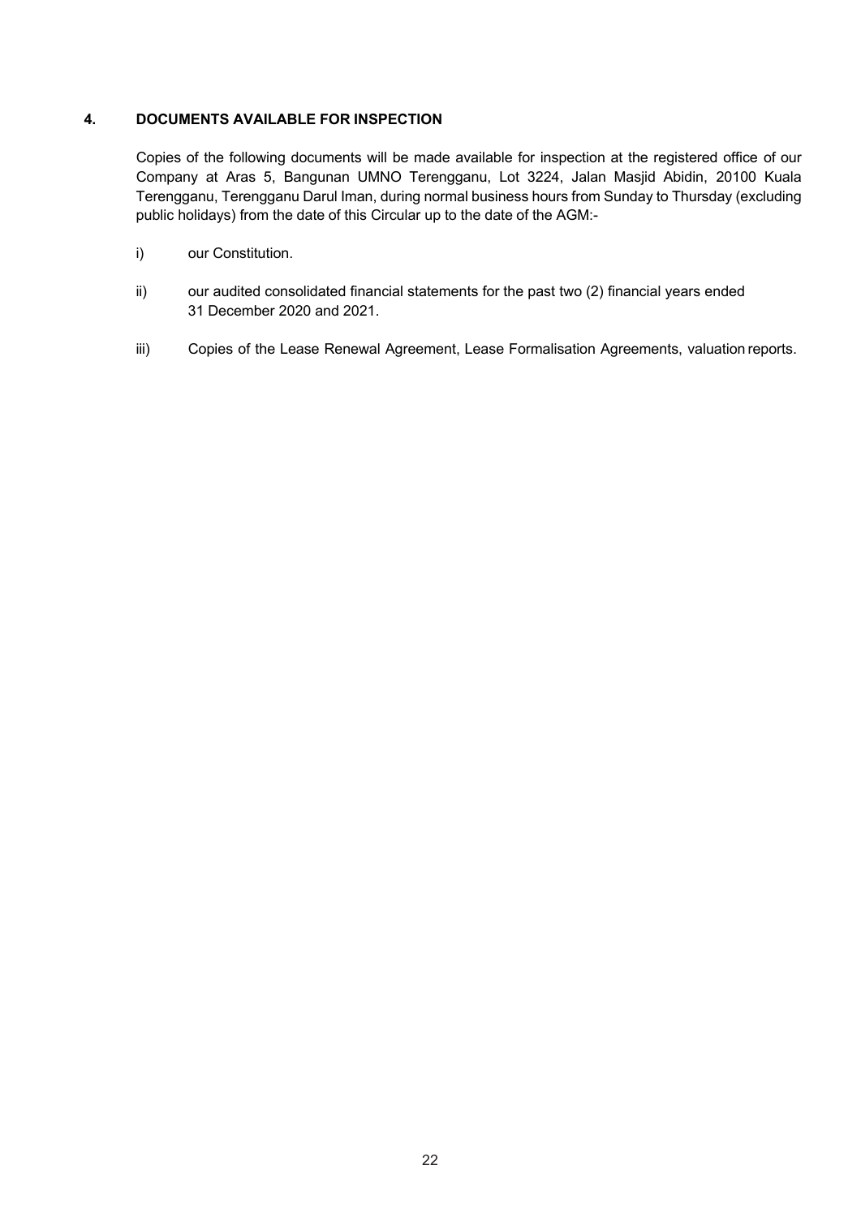## 4. DOCUMENTS AVAILABLE FOR INSPECTION

Copies of the following documents will be made available for inspection at the registered office of our Company at Aras 5, Bangunan UMNO Terengganu, Lot 3224, Jalan Masjid Abidin, 20100 Kuala Terengganu, Terengganu Darul Iman, during normal business hours from Sunday to Thursday (excluding public holidays) from the date of this Circular up to the date of the AGM:-

i) our Constitution.

ii) our audited consolidated financial statements for the past two (2) financial years ended 31 December 2020 and 2021.

iii) Copies of the Lease Renewal Agreement, Lease Formalisation Agreements, valuation reports.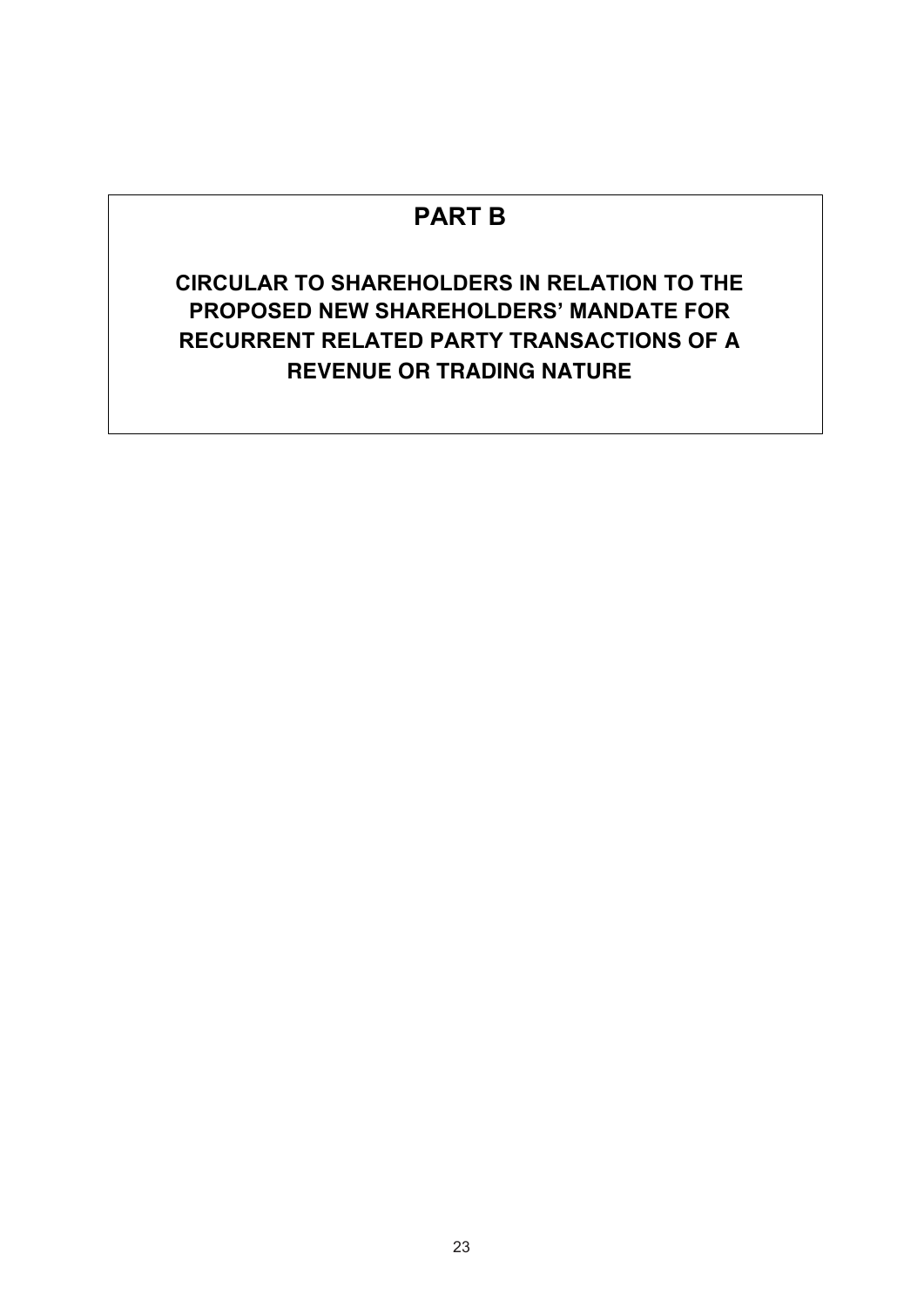# PART B

## CIRCULAR TO SHAREHOLDERS IN RELATION TO THE PROPOSED NEW SHAREHOLDERS' MANDATE FOR RECURRENT RELATED PARTY TRANSACTIONS OF A REVENUE OR TRADING NATURE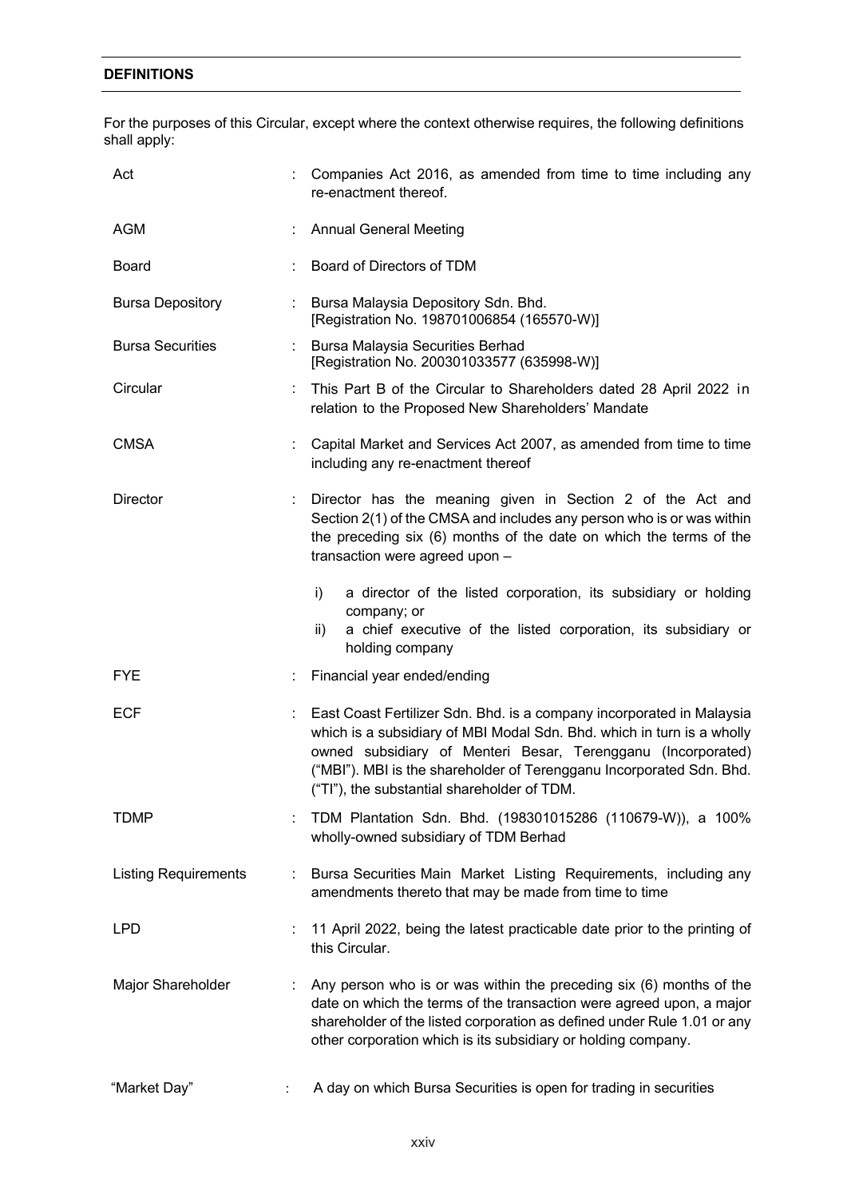## DEFINITIONS

For the purposes of this Circular, except where the context otherwise requires, the following definitions shall apply:

| | | |
|---|---|---|
| Act | : | Companies Act 2016, as amended from time to time including any re-enactment thereof. |
| AGM | : | Annual General Meeting |
| Board | : | Board of Directors of TDM |
| Bursa Depository | : | Bursa Malaysia Depository Sdn. Bhd. [Registration No. 198701006854 (165570-W)] |
| Bursa Securities | : | Bursa Malaysia Securities Berhad [Registration No. 200301033577 (635998-W)] |
| Circular | : | This Part B of the Circular to Shareholders dated 28 April 2022 in relation to the Proposed New Shareholders' Mandate |
| CMSA | : | Capital Market and Services Act 2007, as amended from time to time including any re-enactment thereof |
| Director | : | Director has the meaning given in Section 2 of the Act and Section 2(1) of the CMSA and includes any person who is or was within the preceding six (6) months of the date on which the terms of the transaction were agreed upon – <br>i) a director of the listed corporation, its subsidiary or holding company; or <br>ii) a chief executive of the listed corporation, its subsidiary or holding company |
| FYE | : | Financial year ended/ending |
| ECF | : | East Coast Fertilizer Sdn. Bhd. is a company incorporated in Malaysia which is a subsidiary of MBI Modal Sdn. Bhd. which in turn is a wholly owned subsidiary of Menteri Besar, Terengganu (Incorporated) ("MBI"). MBI is the shareholder of Terengganu Incorporated Sdn. Bhd. ("TI"), the substantial shareholder of TDM. |
| TDMP | : | TDM Plantation Sdn. Bhd. (198301015286 (110679-W)), a 100% wholly-owned subsidiary of TDM Berhad |
| Listing Requirements | : | Bursa Securities Main Market Listing Requirements, including any amendments thereto that may be made from time to time |
| LPD | : | 11 April 2022, being the latest practicable date prior to the printing of this Circular. |
| Major Shareholder | : | Any person who is or was within the preceding six (6) months of the date on which the terms of the transaction were agreed upon, a major shareholder of the listed corporation as defined under Rule 1.01 or any other corporation which is its subsidiary or holding company. |
| "Market Day" | : | A day on which Bursa Securities is open for trading in securities |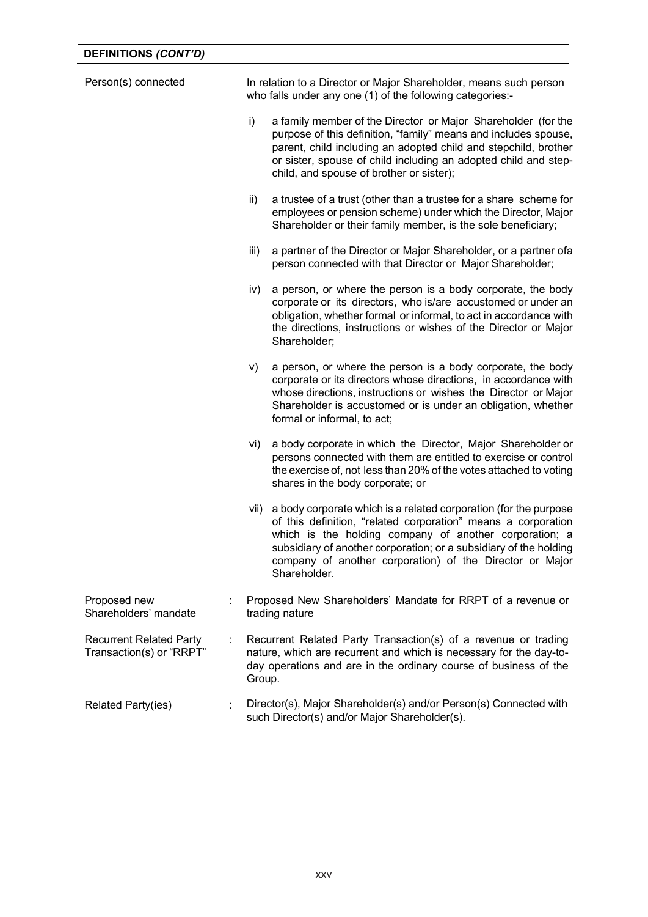**DEFINITIONS *(CONT'D)***

| | | |
|---|---|---|
| Person(s) connected | | In relation to a Director or Major Shareholder, means such person who falls under any one (1) of the following categories:- <br><br> i) a family member of the Director or Major Shareholder (for the purpose of this definition, "family" means and includes spouse, parent, child including an adopted child and stepchild, brother or sister, spouse of child including an adopted child and step-child, and spouse of brother or sister); <br><br> ii) a trustee of a trust (other than a trustee for a share scheme for employees or pension scheme) under which the Director, Major Shareholder or their family member, is the sole beneficiary; <br><br> iii) a partner of the Director or Major Shareholder, or a partner ofa person connected with that Director or Major Shareholder; <br><br> iv) a person, or where the person is a body corporate, the body corporate or its directors, who is/are accustomed or under an obligation, whether formal or informal, to act in accordance with the directions, instructions or wishes of the Director or Major Shareholder; <br><br> v) a person, or where the person is a body corporate, the body corporate or its directors whose directions, in accordance with whose directions, instructions or wishes the Director or Major Shareholder is accustomed or is under an obligation, whether formal or informal, to act; <br><br> vi) a body corporate in which the Director, Major Shareholder or persons connected with them are entitled to exercise or control the exercise of, not less than 20% of the votes attached to voting shares in the body corporate; or <br><br> vii) a body corporate which is a related corporation (for the purpose of this definition, "related corporation" means a corporation which is the holding company of another corporation; a subsidiary of another corporation; or a subsidiary of the holding company of another corporation) of the Director or Major Shareholder. |
| Proposed new Shareholders' mandate | : | Proposed New Shareholders' Mandate for RRPT of a revenue or trading nature |
| Recurrent Related Party Transaction(s) or "RRPT" | : | Recurrent Related Party Transaction(s) of a revenue or trading nature, which are recurrent and which is necessary for the day-to-day operations and are in the ordinary course of business of the Group. |
| Related Party(ies) | : | Director(s), Major Shareholder(s) and/or Person(s) Connected with such Director(s) and/or Major Shareholder(s). |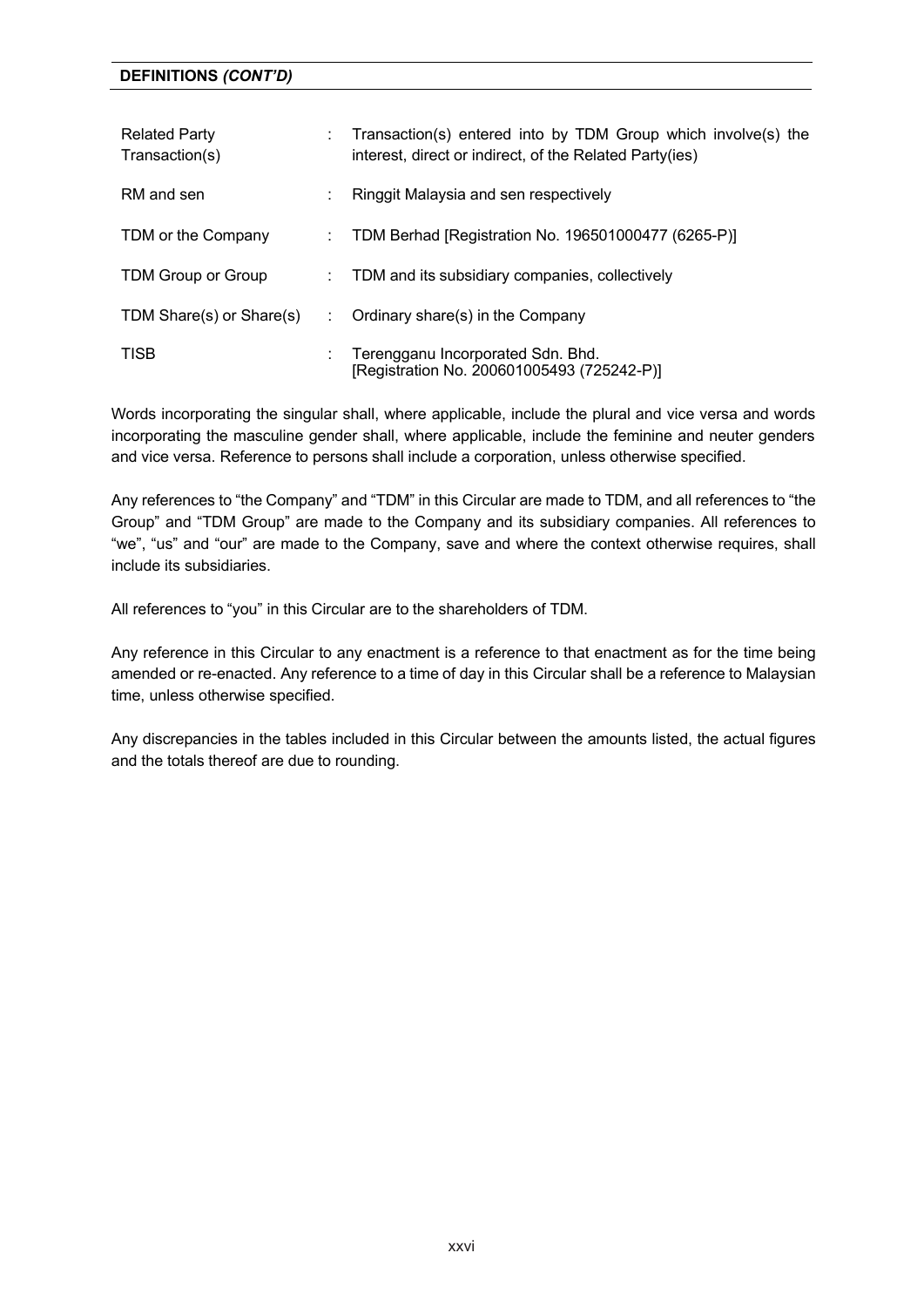**DEFINITIONS *(CONT'D)***

| | | |
|---|---|---|
| Related Party Transaction(s) | : | Transaction(s) entered into by TDM Group which involve(s) the interest, direct or indirect, of the Related Party(ies) |
| RM and sen | : | Ringgit Malaysia and sen respectively |
| TDM or the Company | : | TDM Berhad [Registration No. 196501000477 (6265-P)] |
| TDM Group or Group | : | TDM and its subsidiary companies, collectively |
| TDM Share(s) or Share(s) | : | Ordinary share(s) in the Company |
| TISB | : | Terengganu Incorporated Sdn. Bhd. [Registration No. 200601005493 (725242-P)] |

Words incorporating the singular shall, where applicable, include the plural and vice versa and words incorporating the masculine gender shall, where applicable, include the feminine and neuter genders and vice versa. Reference to persons shall include a corporation, unless otherwise specified.

Any references to "the Company" and "TDM" in this Circular are made to TDM, and all references to "the Group" and "TDM Group" are made to the Company and its subsidiary companies. All references to "we", "us" and "our" are made to the Company, save and where the context otherwise requires, shall include its subsidiaries.

All references to "you" in this Circular are to the shareholders of TDM.

Any reference in this Circular to any enactment is a reference to that enactment as for the time being amended or re-enacted. Any reference to a time of day in this Circular shall be a reference to Malaysian time, unless otherwise specified.

Any discrepancies in the tables included in this Circular between the amounts listed, the actual figures and the totals thereof are due to rounding.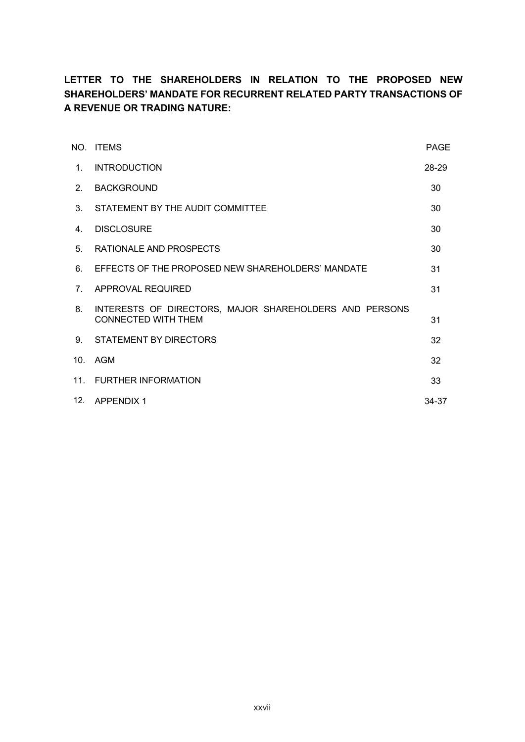**LETTER TO THE SHAREHOLDERS IN RELATION TO THE PROPOSED NEW SHAREHOLDERS' MANDATE FOR RECURRENT RELATED PARTY TRANSACTIONS OF A REVENUE OR TRADING NATURE:**

| NO. | ITEMS | PAGE |
|---|---|---|
| 1. | INTRODUCTION | 28-29 |
| 2. | BACKGROUND | 30 |
| 3. | STATEMENT BY THE AUDIT COMMITTEE | 30 |
| 4. | DISCLOSURE | 30 |
| 5. | RATIONALE AND PROSPECTS | 30 |
| 6. | EFFECTS OF THE PROPOSED NEW SHAREHOLDERS' MANDATE | 31 |
| 7. | APPROVAL REQUIRED | 31 |
| 8. | INTERESTS OF DIRECTORS, MAJOR SHAREHOLDERS AND PERSONS CONNECTED WITH THEM | 31 |
| 9. | STATEMENT BY DIRECTORS | 32 |
| 10. | AGM | 32 |
| 11. | FURTHER INFORMATION | 33 |
| 12. | APPENDIX 1 | 34-37 |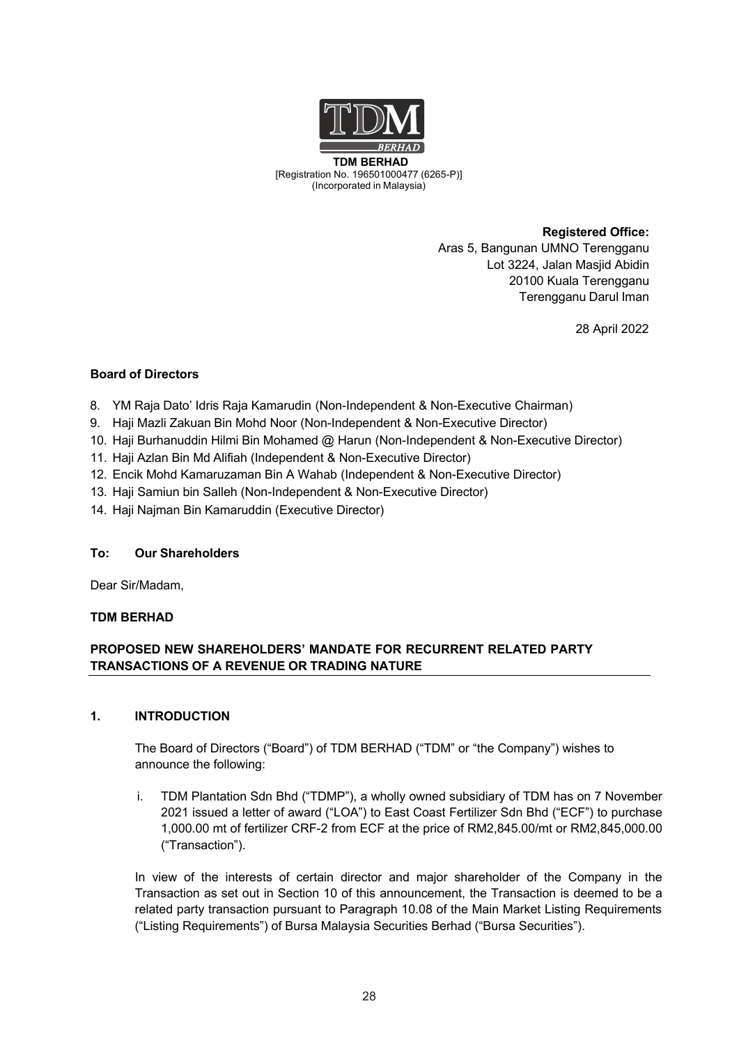**TDM BERHAD**
[Registration No. 196501000477 (6265-P)]
(Incorporated in Malaysia)

**Registered Office:**
Aras 5, Bangunan UMNO Terengganu
Lot 3224, Jalan Masjid Abidin
20100 Kuala Terengganu
Terengganu Darul Iman

28 April 2022

**Board of Directors**

8. YM Raja Dato' Idris Raja Kamarudin (Non-Independent & Non-Executive Chairman)
9. Haji Mazli Zakuan Bin Mohd Noor (Non-Independent & Non-Executive Director)
10. Haji Burhanuddin Hilmi Bin Mohamed @ Harun (Non-Independent & Non-Executive Director)
11. Haji Azlan Bin Md Alifiah (Independent & Non-Executive Director)
12. Encik Mohd Kamaruzaman Bin A Wahab (Independent & Non-Executive Director)
13. Haji Samiun bin Salleh (Non-Independent & Non-Executive Director)
14. Haji Najman Bin Kamaruddin (Executive Director)

**To: Our Shareholders**

Dear Sir/Madam,

**TDM BERHAD**

**PROPOSED NEW SHAREHOLDERS' MANDATE FOR RECURRENT RELATED PARTY TRANSACTIONS OF A REVENUE OR TRADING NATURE**

## 1. INTRODUCTION

The Board of Directors ("Board") of TDM BERHAD ("TDM" or "the Company") wishes to announce the following:

i. TDM Plantation Sdn Bhd ("TDMP"), a wholly owned subsidiary of TDM has on 7 November 2021 issued a letter of award ("LOA") to East Coast Fertilizer Sdn Bhd ("ECF") to purchase 1,000.00 mt of fertilizer CRF-2 from ECF at the price of RM2,845.00/mt or RM2,845,000.00 ("Transaction").

In view of the interests of certain director and major shareholder of the Company in the Transaction as set out in Section 10 of this announcement, the Transaction is deemed to be a related party transaction pursuant to Paragraph 10.08 of the Main Market Listing Requirements ("Listing Requirements") of Bursa Malaysia Securities Berhad ("Bursa Securities").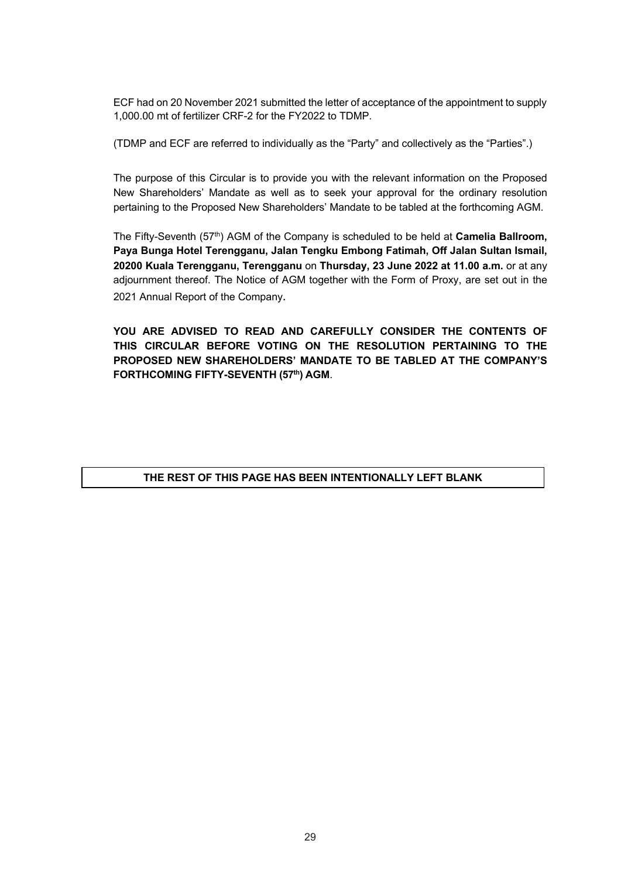ECF had on 20 November 2021 submitted the letter of acceptance of the appointment to supply 1,000.00 mt of fertilizer CRF-2 for the FY2022 to TDMP.

(TDMP and ECF are referred to individually as the "Party" and collectively as the "Parties".)

The purpose of this Circular is to provide you with the relevant information on the Proposed New Shareholders' Mandate as well as to seek your approval for the ordinary resolution pertaining to the Proposed New Shareholders' Mandate to be tabled at the forthcoming AGM.

The Fifty-Seventh (57th) AGM of the Company is scheduled to be held at **Camelia Ballroom, Paya Bunga Hotel Terengganu, Jalan Tengku Embong Fatimah, Off Jalan Sultan Ismail, 20200 Kuala Terengganu, Terengganu** on **Thursday, 23 June 2022 at 11.00 a.m.** or at any adjournment thereof. The Notice of AGM together with the Form of Proxy, are set out in the 2021 Annual Report of the Company.

**YOU ARE ADVISED TO READ AND CAREFULLY CONSIDER THE CONTENTS OF THIS CIRCULAR BEFORE VOTING ON THE RESOLUTION PERTAINING TO THE PROPOSED NEW SHAREHOLDERS' MANDATE TO BE TABLED AT THE COMPANY'S FORTHCOMING FIFTY-SEVENTH (57th) AGM**.

**THE REST OF THIS PAGE HAS BEEN INTENTIONALLY LEFT BLANK**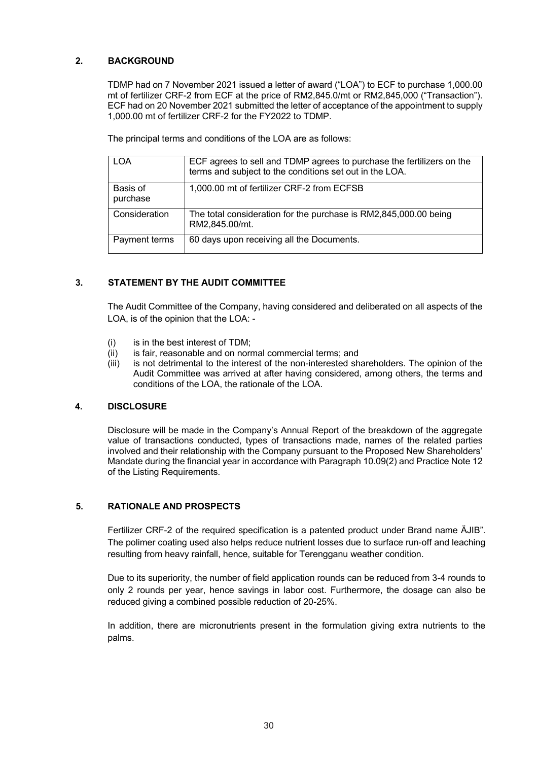## 2. BACKGROUND

TDMP had on 7 November 2021 issued a letter of award ("LOA") to ECF to purchase 1,000.00 mt of fertilizer CRF-2 from ECF at the price of RM2,845.0/mt or RM2,845,000 ("Transaction"). ECF had on 20 November 2021 submitted the letter of acceptance of the appointment to supply 1,000.00 mt of fertilizer CRF-2 for the FY2022 to TDMP.

The principal terms and conditions of the LOA are as follows:

| LOA | ECF agrees to sell and TDMP agrees to purchase the fertilizers on the terms and subject to the conditions set out in the LOA. |
|---|---|
| Basis of purchase | 1,000.00 mt of fertilizer CRF-2 from ECFSB |
| Consideration | The total consideration for the purchase is RM2,845,000.00 being RM2,845.00/mt. |
| Payment terms | 60 days upon receiving all the Documents. |

## 3. STATEMENT BY THE AUDIT COMMITTEE

The Audit Committee of the Company, having considered and deliberated on all aspects of the LOA, is of the opinion that the LOA: -

(i) is in the best interest of TDM;
(ii) is fair, reasonable and on normal commercial terms; and
(iii) is not detrimental to the interest of the non-interested shareholders. The opinion of the Audit Committee was arrived at after having considered, among others, the terms and conditions of the LOA, the rationale of the LOA.

## 4. DISCLOSURE

Disclosure will be made in the Company's Annual Report of the breakdown of the aggregate value of transactions conducted, types of transactions made, names of the related parties involved and their relationship with the Company pursuant to the Proposed New Shareholders' Mandate during the financial year in accordance with Paragraph 10.09(2) and Practice Note 12 of the Listing Requirements.

## 5. RATIONALE AND PROSPECTS

Fertilizer CRF-2 of the required specification is a patented product under Brand name ÄJIB". The polimer coating used also helps reduce nutrient losses due to surface run-off and leaching resulting from heavy rainfall, hence, suitable for Terengganu weather condition.

Due to its superiority, the number of field application rounds can be reduced from 3-4 rounds to only 2 rounds per year, hence savings in labor cost. Furthermore, the dosage can also be reduced giving a combined possible reduction of 20-25%.

In addition, there are micronutrients present in the formulation giving extra nutrients to the palms.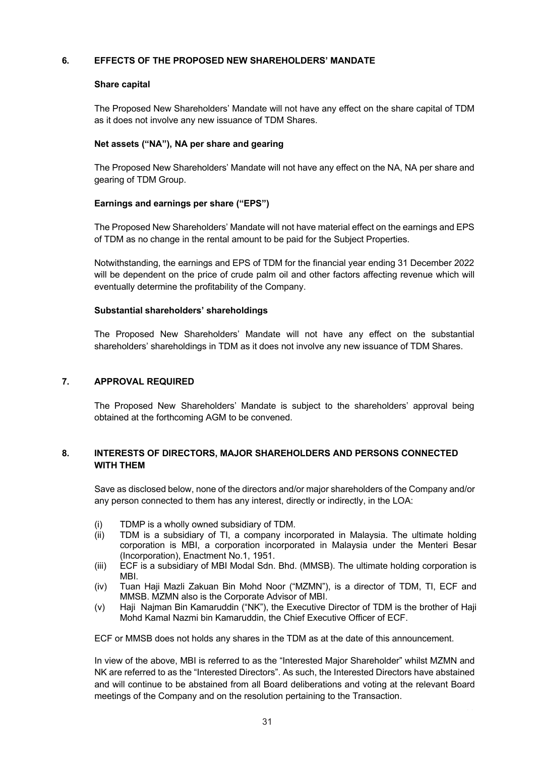## 6. EFFECTS OF THE PROPOSED NEW SHAREHOLDERS' MANDATE

**Share capital**

The Proposed New Shareholders' Mandate will not have any effect on the share capital of TDM as it does not involve any new issuance of TDM Shares.

**Net assets ("NA"), NA per share and gearing**

The Proposed New Shareholders' Mandate will not have any effect on the NA, NA per share and gearing of TDM Group.

**Earnings and earnings per share ("EPS")**

The Proposed New Shareholders' Mandate will not have material effect on the earnings and EPS of TDM as no change in the rental amount to be paid for the Subject Properties.

Notwithstanding, the earnings and EPS of TDM for the financial year ending 31 December 2022 will be dependent on the price of crude palm oil and other factors affecting revenue which will eventually determine the profitability of the Company.

**Substantial shareholders' shareholdings**

The Proposed New Shareholders' Mandate will not have any effect on the substantial shareholders' shareholdings in TDM as it does not involve any new issuance of TDM Shares.

## 7. APPROVAL REQUIRED

The Proposed New Shareholders' Mandate is subject to the shareholders' approval being obtained at the forthcoming AGM to be convened.

## 8. INTERESTS OF DIRECTORS, MAJOR SHAREHOLDERS AND PERSONS CONNECTED WITH THEM

Save as disclosed below, none of the directors and/or major shareholders of the Company and/or any person connected to them has any interest, directly or indirectly, in the LOA:

(i) TDMP is a wholly owned subsidiary of TDM.
(ii) TDM is a subsidiary of TI, a company incorporated in Malaysia. The ultimate holding corporation is MBI, a corporation incorporated in Malaysia under the Menteri Besar (Incorporation), Enactment No.1, 1951.
(iii) ECF is a subsidiary of MBI Modal Sdn. Bhd. (MMSB). The ultimate holding corporation is MBI.
(iv) Tuan Haji Mazli Zakuan Bin Mohd Noor ("MZMN"), is a director of TDM, TI, ECF and MMSB. MZMN also is the Corporate Advisor of MBI.
(v) Haji Najman Bin Kamaruddin ("NK"), the Executive Director of TDM is the brother of Haji Mohd Kamal Nazmi bin Kamaruddin, the Chief Executive Officer of ECF.

ECF or MMSB does not holds any shares in the TDM as at the date of this announcement.

In view of the above, MBI is referred to as the "Interested Major Shareholder" whilst MZMN and NK are referred to as the "Interested Directors". As such, the Interested Directors have abstained and will continue to be abstained from all Board deliberations and voting at the relevant Board meetings of the Company and on the resolution pertaining to the Transaction.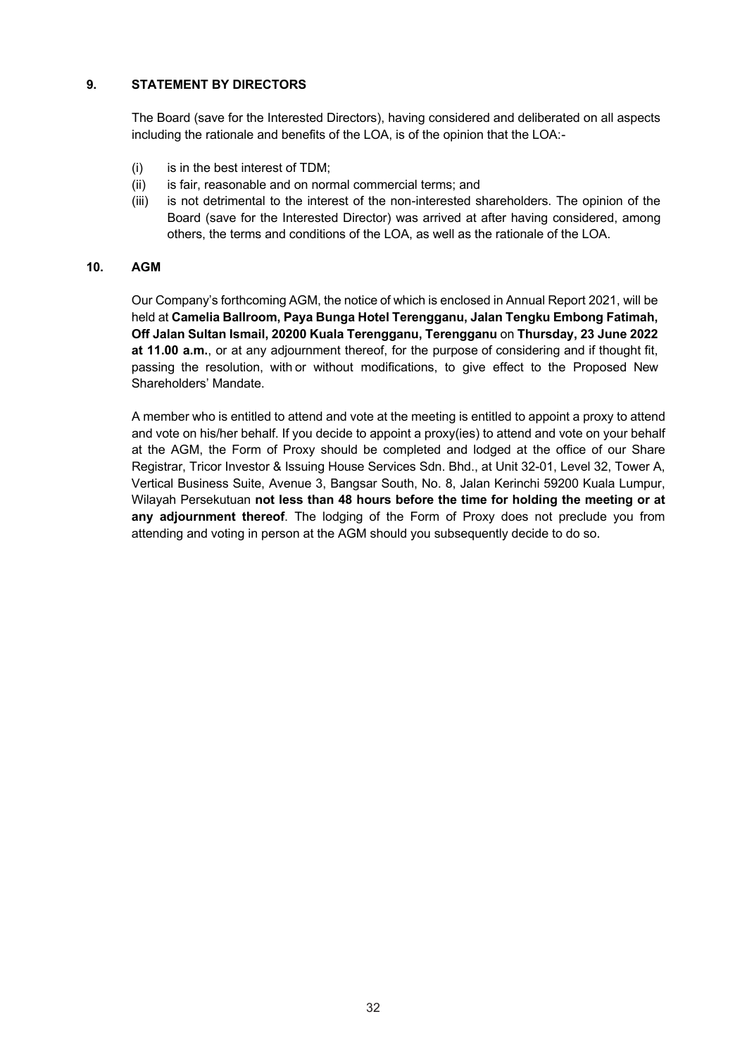## 9. STATEMENT BY DIRECTORS

The Board (save for the Interested Directors), having considered and deliberated on all aspects including the rationale and benefits of the LOA, is of the opinion that the LOA:-

(i) is in the best interest of TDM;
(ii) is fair, reasonable and on normal commercial terms; and
(iii) is not detrimental to the interest of the non-interested shareholders. The opinion of the Board (save for the Interested Director) was arrived at after having considered, among others, the terms and conditions of the LOA, as well as the rationale of the LOA.

## 10. AGM

Our Company's forthcoming AGM, the notice of which is enclosed in Annual Report 2021, will be held at **Camelia Ballroom, Paya Bunga Hotel Terengganu, Jalan Tengku Embong Fatimah, Off Jalan Sultan Ismail, 20200 Kuala Terengganu, Terengganu** on **Thursday, 23 June 2022 at 11.00 a.m.**, or at any adjournment thereof, for the purpose of considering and if thought fit, passing the resolution, with or without modifications, to give effect to the Proposed New Shareholders' Mandate.

A member who is entitled to attend and vote at the meeting is entitled to appoint a proxy to attend and vote on his/her behalf. If you decide to appoint a proxy(ies) to attend and vote on your behalf at the AGM, the Form of Proxy should be completed and lodged at the office of our Share Registrar, Tricor Investor & Issuing House Services Sdn. Bhd., at Unit 32-01, Level 32, Tower A, Vertical Business Suite, Avenue 3, Bangsar South, No. 8, Jalan Kerinchi 59200 Kuala Lumpur, Wilayah Persekutuan **not less than 48 hours before the time for holding the meeting or at any adjournment thereof**. The lodging of the Form of Proxy does not preclude you from attending and voting in person at the AGM should you subsequently decide to do so.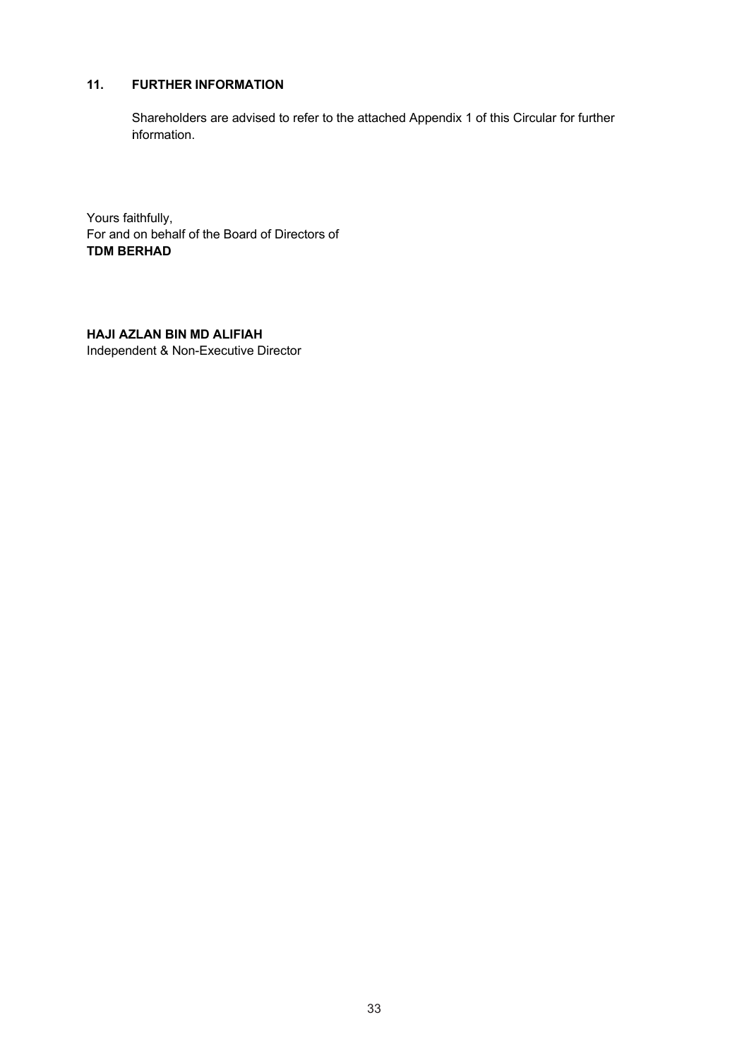## 11. FURTHER INFORMATION

Shareholders are advised to refer to the attached Appendix 1 of this Circular for further information.

Yours faithfully,
For and on behalf of the Board of Directors of
**TDM BERHAD**

**HAJI AZLAN BIN MD ALIFIAH**
Independent & Non-Executive Director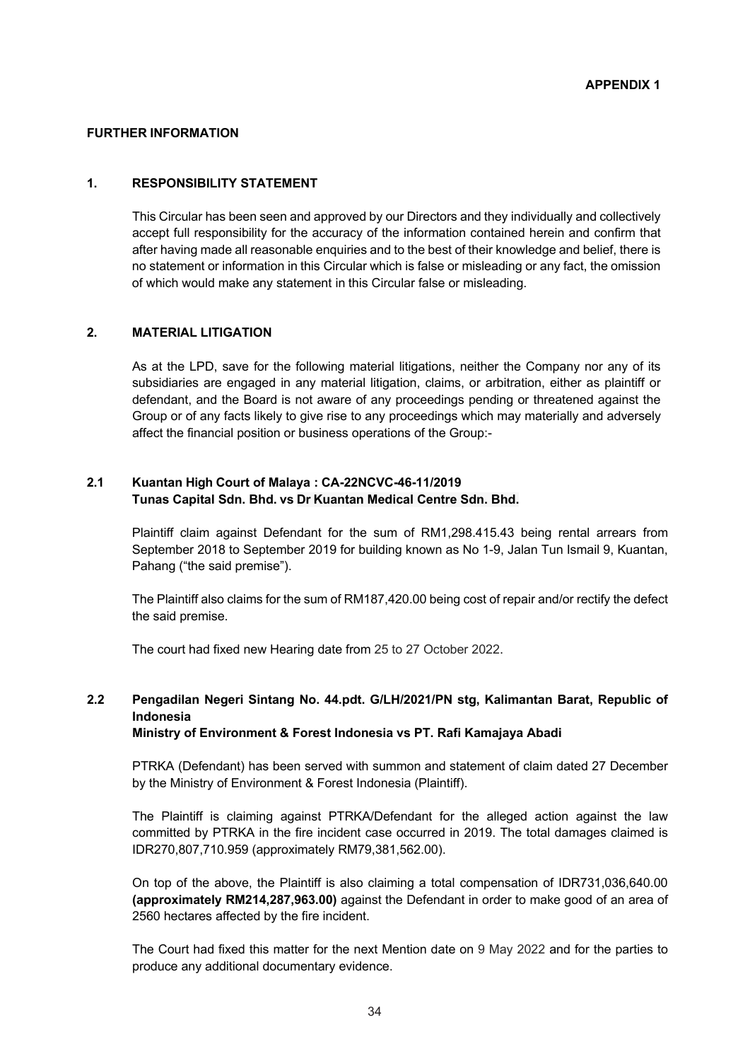**APPENDIX 1**

## FURTHER INFORMATION

### 1. RESPONSIBILITY STATEMENT

This Circular has been seen and approved by our Directors and they individually and collectively accept full responsibility for the accuracy of the information contained herein and confirm that after having made all reasonable enquiries and to the best of their knowledge and belief, there is no statement or information in this Circular which is false or misleading or any fact, the omission of which would make any statement in this Circular false or misleading.

### 2. MATERIAL LITIGATION

As at the LPD, save for the following material litigations, neither the Company nor any of its subsidiaries are engaged in any material litigation, claims, or arbitration, either as plaintiff or defendant, and the Board is not aware of any proceedings pending or threatened against the Group or of any facts likely to give rise to any proceedings which may materially and adversely affect the financial position or business operations of the Group:-

#### 2.1 Kuantan High Court of Malaya : CA-22NCVC-46-11/2019 Tunas Capital Sdn. Bhd. vs Dr Kuantan Medical Centre Sdn. Bhd.

Plaintiff claim against Defendant for the sum of RM1,298.415.43 being rental arrears from September 2018 to September 2019 for building known as No 1-9, Jalan Tun Ismail 9, Kuantan, Pahang ("the said premise").

The Plaintiff also claims for the sum of RM187,420.00 being cost of repair and/or rectify the defect the said premise.

The court had fixed new Hearing date from 25 to 27 October 2022.

#### 2.2 Pengadilan Negeri Sintang No. 44.pdt. G/LH/2021/PN stg, Kalimantan Barat, Republic of Indonesia Ministry of Environment & Forest Indonesia vs PT. Rafi Kamajaya Abadi

PTRKA (Defendant) has been served with summon and statement of claim dated 27 December by the Ministry of Environment & Forest Indonesia (Plaintiff).

The Plaintiff is claiming against PTRKA/Defendant for the alleged action against the law committed by PTRKA in the fire incident case occurred in 2019. The total damages claimed is IDR270,807,710.959 (approximately RM79,381,562.00).

On top of the above, the Plaintiff is also claiming a total compensation of IDR731,036,640.00 **(approximately RM214,287,963.00)** against the Defendant in order to make good of an area of 2560 hectares affected by the fire incident.

The Court had fixed this matter for the next Mention date on 9 May 2022 and for the parties to produce any additional documentary evidence.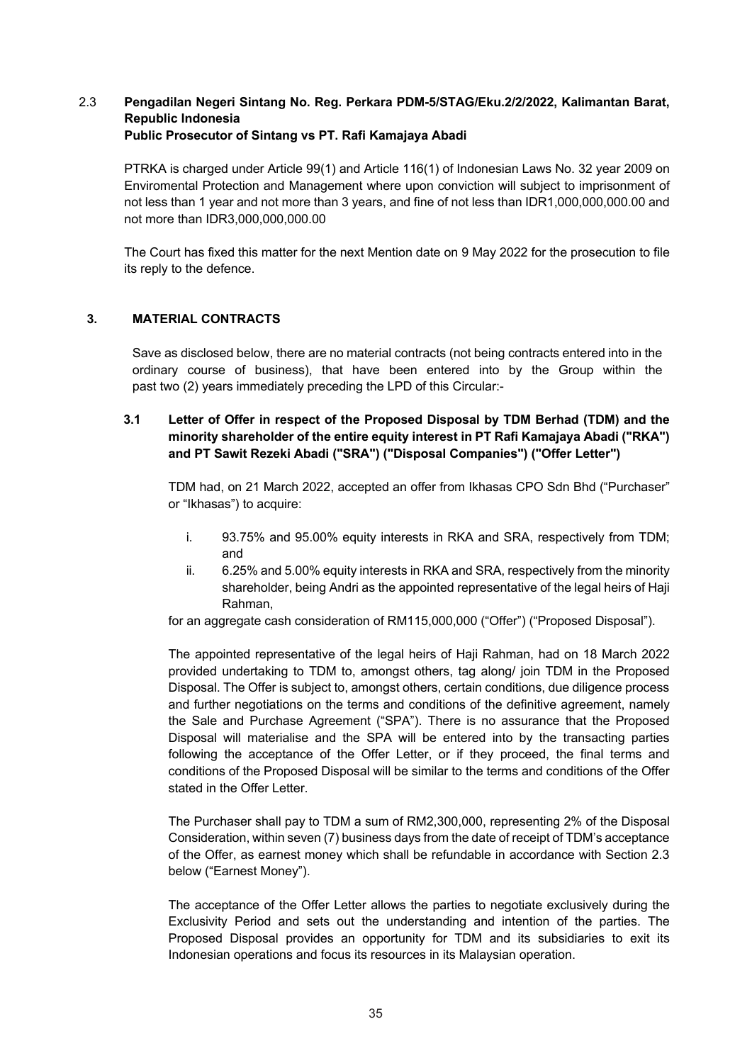2.3 **Pengadilan Negeri Sintang No. Reg. Perkara PDM-5/STAG/Eku.2/2/2022, Kalimantan Barat, Republic Indonesia**
**Public Prosecutor of Sintang vs PT. Rafi Kamajaya Abadi**

PTRKA is charged under Article 99(1) and Article 116(1) of Indonesian Laws No. 32 year 2009 on Enviromental Protection and Management where upon conviction will subject to imprisonment of not less than 1 year and not more than 3 years, and fine of not less than IDR1,000,000,000.00 and not more than IDR3,000,000,000.00

The Court has fixed this matter for the next Mention date on 9 May 2022 for the prosecution to file its reply to the defence.

## 3. MATERIAL CONTRACTS

Save as disclosed below, there are no material contracts (not being contracts entered into in the ordinary course of business), that have been entered into by the Group within the past two (2) years immediately preceding the LPD of this Circular:-

### 3.1 Letter of Offer in respect of the Proposed Disposal by TDM Berhad (TDM) and the minority shareholder of the entire equity interest in PT Rafi Kamajaya Abadi ("RKA") and PT Sawit Rezeki Abadi ("SRA") ("Disposal Companies") ("Offer Letter")

TDM had, on 21 March 2022, accepted an offer from Ikhasas CPO Sdn Bhd ("Purchaser" or "Ikhasas") to acquire:

i. 93.75% and 95.00% equity interests in RKA and SRA, respectively from TDM; and
ii. 6.25% and 5.00% equity interests in RKA and SRA, respectively from the minority shareholder, being Andri as the appointed representative of the legal heirs of Haji Rahman,

for an aggregate cash consideration of RM115,000,000 ("Offer") ("Proposed Disposal").

The appointed representative of the legal heirs of Haji Rahman, had on 18 March 2022 provided undertaking to TDM to, amongst others, tag along/ join TDM in the Proposed Disposal. The Offer is subject to, amongst others, certain conditions, due diligence process and further negotiations on the terms and conditions of the definitive agreement, namely the Sale and Purchase Agreement ("SPA"). There is no assurance that the Proposed Disposal will materialise and the SPA will be entered into by the transacting parties following the acceptance of the Offer Letter, or if they proceed, the final terms and conditions of the Proposed Disposal will be similar to the terms and conditions of the Offer stated in the Offer Letter.

The Purchaser shall pay to TDM a sum of RM2,300,000, representing 2% of the Disposal Consideration, within seven (7) business days from the date of receipt of TDM's acceptance of the Offer, as earnest money which shall be refundable in accordance with Section 2.3 below ("Earnest Money").

The acceptance of the Offer Letter allows the parties to negotiate exclusively during the Exclusivity Period and sets out the understanding and intention of the parties. The Proposed Disposal provides an opportunity for TDM and its subsidiaries to exit its Indonesian operations and focus its resources in its Malaysian operation.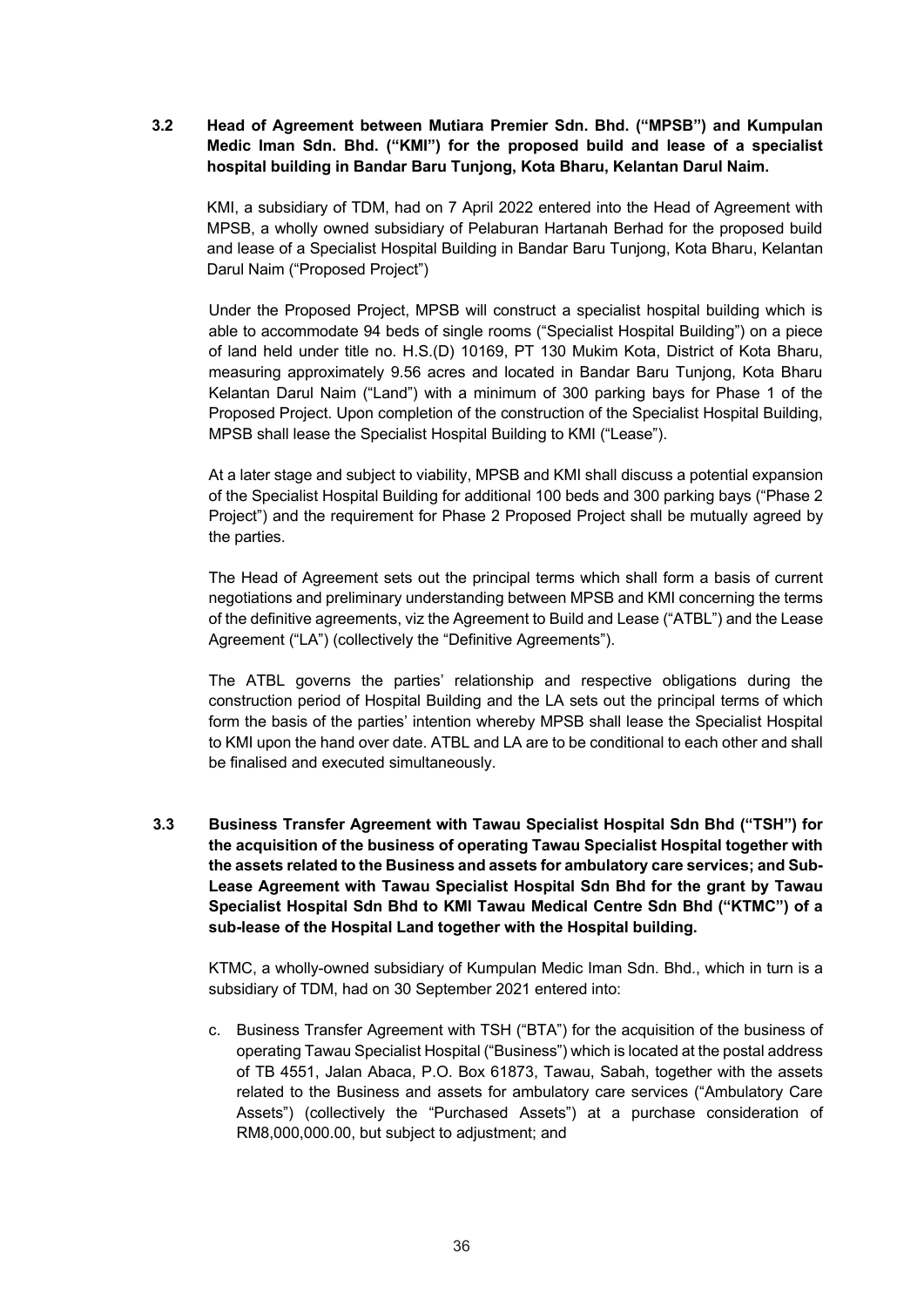### 3.2 Head of Agreement between Mutiara Premier Sdn. Bhd. ("MPSB") and Kumpulan Medic Iman Sdn. Bhd. ("KMI") for the proposed build and lease of a specialist hospital building in Bandar Baru Tunjong, Kota Bharu, Kelantan Darul Naim.

KMI, a subsidiary of TDM, had on 7 April 2022 entered into the Head of Agreement with MPSB, a wholly owned subsidiary of Pelaburan Hartanah Berhad for the proposed build and lease of a Specialist Hospital Building in Bandar Baru Tunjong, Kota Bharu, Kelantan Darul Naim ("Proposed Project")

Under the Proposed Project, MPSB will construct a specialist hospital building which is able to accommodate 94 beds of single rooms ("Specialist Hospital Building") on a piece of land held under title no. H.S.(D) 10169, PT 130 Mukim Kota, District of Kota Bharu, measuring approximately 9.56 acres and located in Bandar Baru Tunjong, Kota Bharu Kelantan Darul Naim ("Land") with a minimum of 300 parking bays for Phase 1 of the Proposed Project. Upon completion of the construction of the Specialist Hospital Building, MPSB shall lease the Specialist Hospital Building to KMI ("Lease").

At a later stage and subject to viability, MPSB and KMI shall discuss a potential expansion of the Specialist Hospital Building for additional 100 beds and 300 parking bays ("Phase 2 Project") and the requirement for Phase 2 Proposed Project shall be mutually agreed by the parties.

The Head of Agreement sets out the principal terms which shall form a basis of current negotiations and preliminary understanding between MPSB and KMI concerning the terms of the definitive agreements, viz the Agreement to Build and Lease ("ATBL") and the Lease Agreement ("LA") (collectively the "Definitive Agreements").

The ATBL governs the parties' relationship and respective obligations during the construction period of Hospital Building and the LA sets out the principal terms of which form the basis of the parties' intention whereby MPSB shall lease the Specialist Hospital to KMI upon the hand over date. ATBL and LA are to be conditional to each other and shall be finalised and executed simultaneously.

### 3.3 Business Transfer Agreement with Tawau Specialist Hospital Sdn Bhd ("TSH") for the acquisition of the business of operating Tawau Specialist Hospital together with the assets related to the Business and assets for ambulatory care services; and Sub-Lease Agreement with Tawau Specialist Hospital Sdn Bhd for the grant by Tawau Specialist Hospital Sdn Bhd to KMI Tawau Medical Centre Sdn Bhd ("KTMC") of a sub-lease of the Hospital Land together with the Hospital building.

KTMC, a wholly-owned subsidiary of Kumpulan Medic Iman Sdn. Bhd., which in turn is a subsidiary of TDM, had on 30 September 2021 entered into:

c. Business Transfer Agreement with TSH ("BTA") for the acquisition of the business of operating Tawau Specialist Hospital ("Business") which is located at the postal address of TB 4551, Jalan Abaca, P.O. Box 61873, Tawau, Sabah, together with the assets related to the Business and assets for ambulatory care services ("Ambulatory Care Assets") (collectively the "Purchased Assets") at a purchase consideration of RM8,000,000.00, but subject to adjustment; and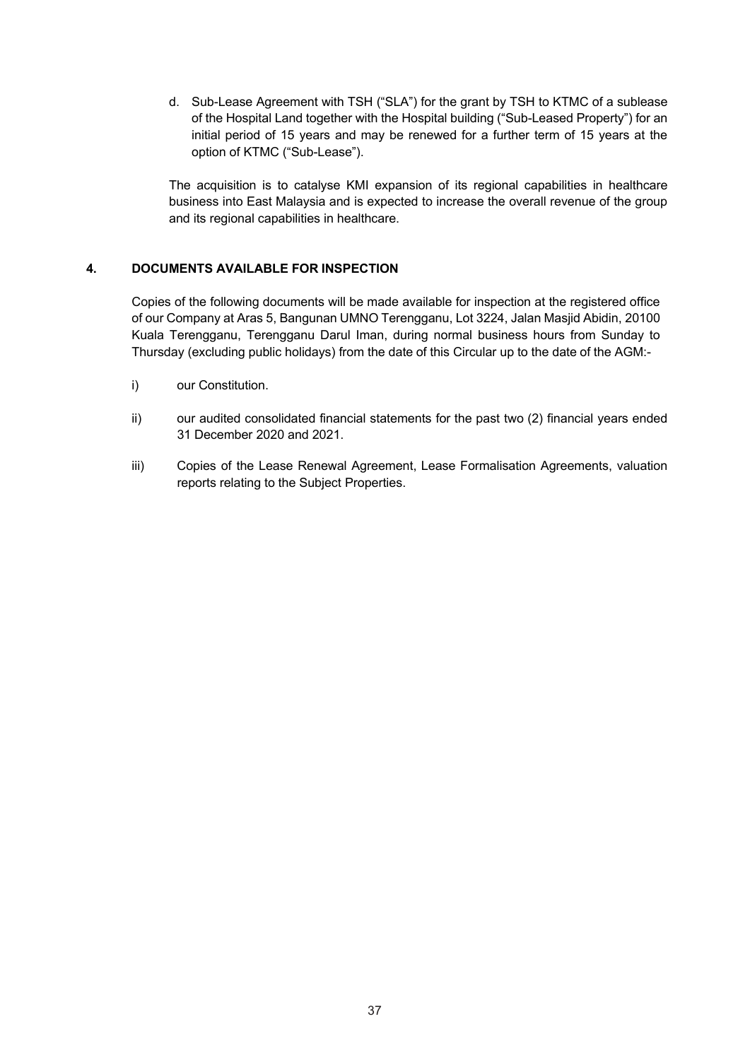d. Sub-Lease Agreement with TSH ("SLA") for the grant by TSH to KTMC of a sublease of the Hospital Land together with the Hospital building ("Sub-Leased Property") for an initial period of 15 years and may be renewed for a further term of 15 years at the option of KTMC ("Sub-Lease").

The acquisition is to catalyse KMI expansion of its regional capabilities in healthcare business into East Malaysia and is expected to increase the overall revenue of the group and its regional capabilities in healthcare.

## 4. DOCUMENTS AVAILABLE FOR INSPECTION

Copies of the following documents will be made available for inspection at the registered office of our Company at Aras 5, Bangunan UMNO Terengganu, Lot 3224, Jalan Masjid Abidin, 20100 Kuala Terengganu, Terengganu Darul Iman, during normal business hours from Sunday to Thursday (excluding public holidays) from the date of this Circular up to the date of the AGM:-

i) our Constitution.

ii) our audited consolidated financial statements for the past two (2) financial years ended 31 December 2020 and 2021.

iii) Copies of the Lease Renewal Agreement, Lease Formalisation Agreements, valuation reports relating to the Subject Properties.